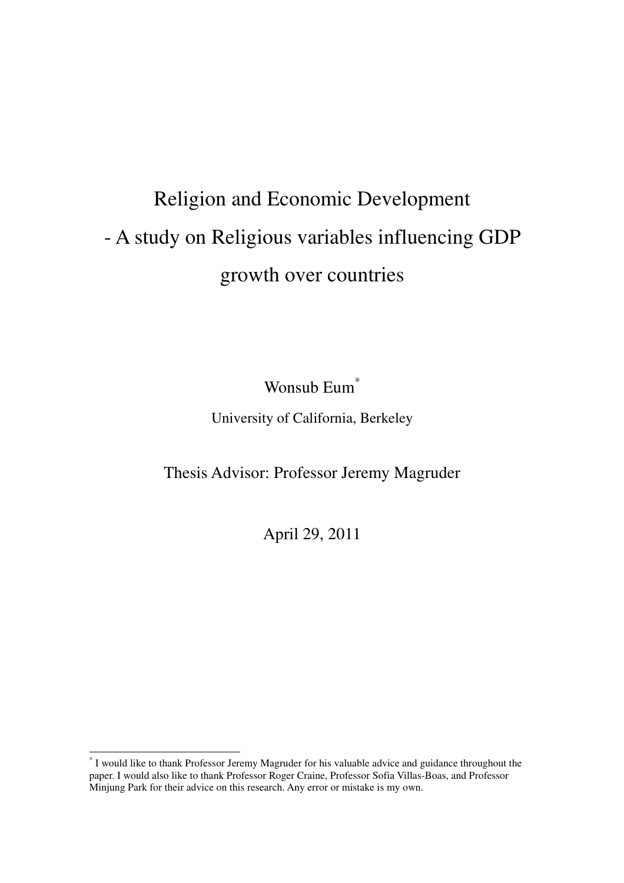# Religion and Economic Development
## - A study on Religious variables influencing GDP growth over countries

Wonsub Eum[*]

University of California, Berkeley

Thesis Advisor: Professor Jeremy Magruder

April 29, 2011

---

[*] I would like to thank Professor Jeremy Magruder for his valuable advice and guidance throughout the paper. I would also like to thank Professor Roger Craine, Professor Sofia Villas-Boas, and Professor Minjung Park for their advice on this research. Any error or mistake is my own.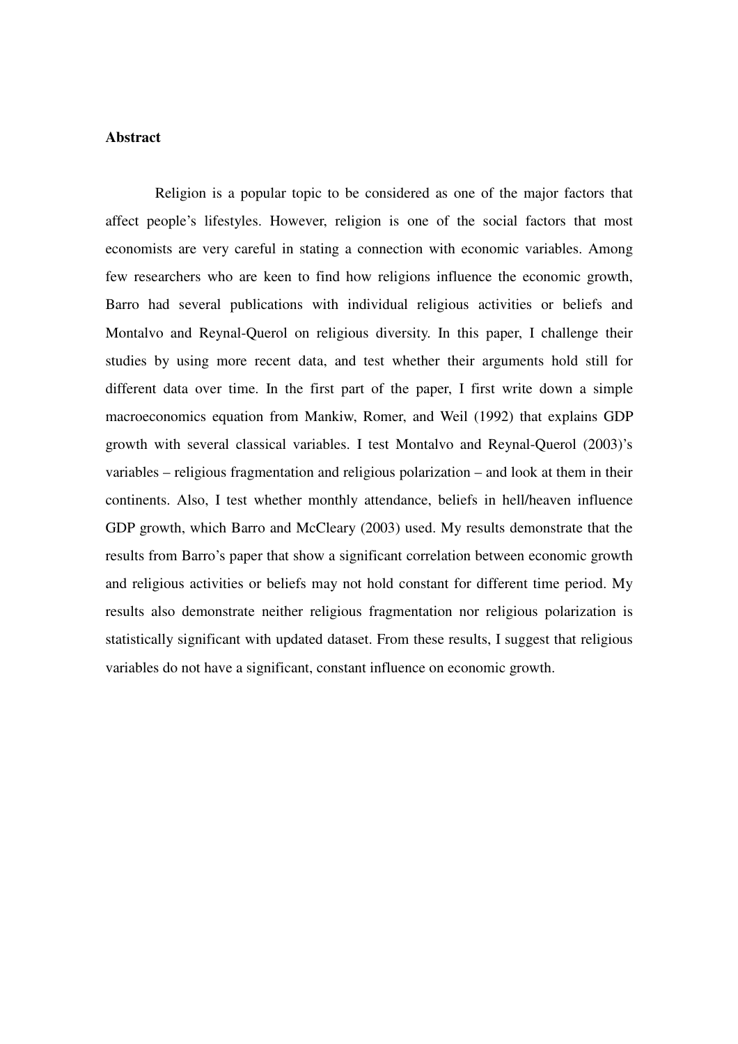**Abstract**

Religion is a popular topic to be considered as one of the major factors that affect people's lifestyles. However, religion is one of the social factors that most economists are very careful in stating a connection with economic variables. Among few researchers who are keen to find how religions influence the economic growth, Barro had several publications with individual religious activities or beliefs and Montalvo and Reynal-Querol on religious diversity. In this paper, I challenge their studies by using more recent data, and test whether their arguments hold still for different data over time. In the first part of the paper, I first write down a simple macroeconomics equation from Mankiw, Romer, and Weil (1992) that explains GDP growth with several classical variables. I test Montalvo and Reynal-Querol (2003)'s variables – religious fragmentation and religious polarization – and look at them in their continents. Also, I test whether monthly attendance, beliefs in hell/heaven influence GDP growth, which Barro and McCleary (2003) used. My results demonstrate that the results from Barro's paper that show a significant correlation between economic growth and religious activities or beliefs may not hold constant for different time period. My results also demonstrate neither religious fragmentation nor religious polarization is statistically significant with updated dataset. From these results, I suggest that religious variables do not have a significant, constant influence on economic growth.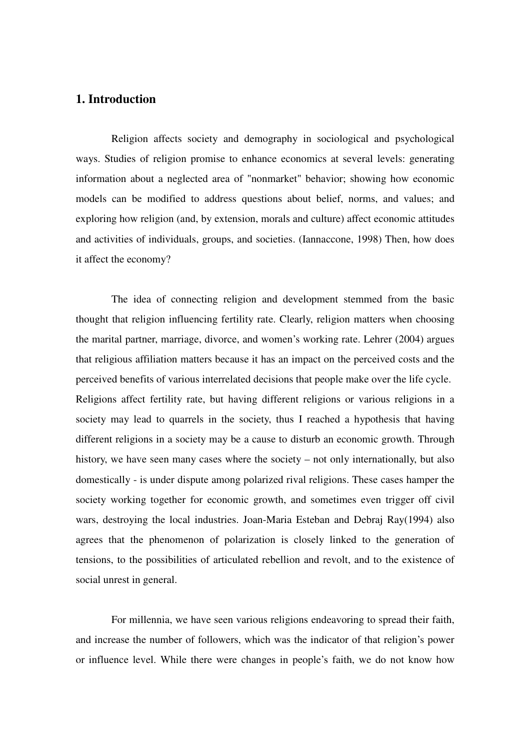## 1. Introduction

Religion affects society and demography in sociological and psychological ways. Studies of religion promise to enhance economics at several levels: generating information about a neglected area of "nonmarket" behavior; showing how economic models can be modified to address questions about belief, norms, and values; and exploring how religion (and, by extension, morals and culture) affect economic attitudes and activities of individuals, groups, and societies. (Iannaccone, 1998) Then, how does it affect the economy?

The idea of connecting religion and development stemmed from the basic thought that religion influencing fertility rate. Clearly, religion matters when choosing the marital partner, marriage, divorce, and women's working rate. Lehrer (2004) argues that religious affiliation matters because it has an impact on the perceived costs and the perceived benefits of various interrelated decisions that people make over the life cycle. Religions affect fertility rate, but having different religions or various religions in a society may lead to quarrels in the society, thus I reached a hypothesis that having different religions in a society may be a cause to disturb an economic growth. Through history, we have seen many cases where the society – not only internationally, but also domestically - is under dispute among polarized rival religions. These cases hamper the society working together for economic growth, and sometimes even trigger off civil wars, destroying the local industries. Joan-Maria Esteban and Debraj Ray(1994) also agrees that the phenomenon of polarization is closely linked to the generation of tensions, to the possibilities of articulated rebellion and revolt, and to the existence of social unrest in general.

For millennia, we have seen various religions endeavoring to spread their faith, and increase the number of followers, which was the indicator of that religion's power or influence level. While there were changes in people's faith, we do not know how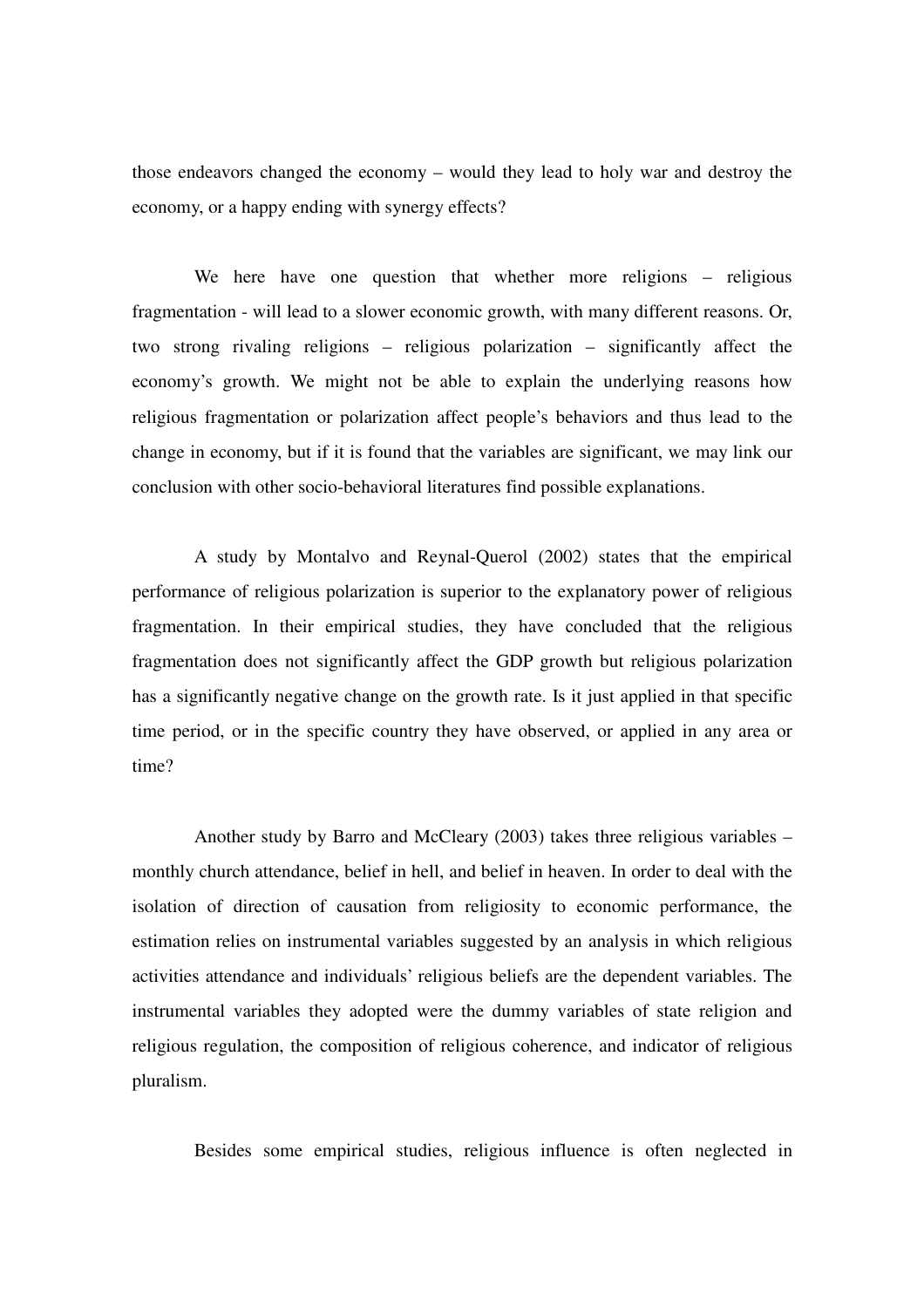those endeavors changed the economy – would they lead to holy war and destroy the economy, or a happy ending with synergy effects?

We here have one question that whether more religions – religious fragmentation - will lead to a slower economic growth, with many different reasons. Or, two strong rivaling religions – religious polarization – significantly affect the economy's growth. We might not be able to explain the underlying reasons how religious fragmentation or polarization affect people's behaviors and thus lead to the change in economy, but if it is found that the variables are significant, we may link our conclusion with other socio-behavioral literatures find possible explanations.

A study by Montalvo and Reynal-Querol (2002) states that the empirical performance of religious polarization is superior to the explanatory power of religious fragmentation. In their empirical studies, they have concluded that the religious fragmentation does not significantly affect the GDP growth but religious polarization has a significantly negative change on the growth rate. Is it just applied in that specific time period, or in the specific country they have observed, or applied in any area or time?

Another study by Barro and McCleary (2003) takes three religious variables – monthly church attendance, belief in hell, and belief in heaven. In order to deal with the isolation of direction of causation from religiosity to economic performance, the estimation relies on instrumental variables suggested by an analysis in which religious activities attendance and individuals' religious beliefs are the dependent variables. The instrumental variables they adopted were the dummy variables of state religion and religious regulation, the composition of religious coherence, and indicator of religious pluralism.

Besides some empirical studies, religious influence is often neglected in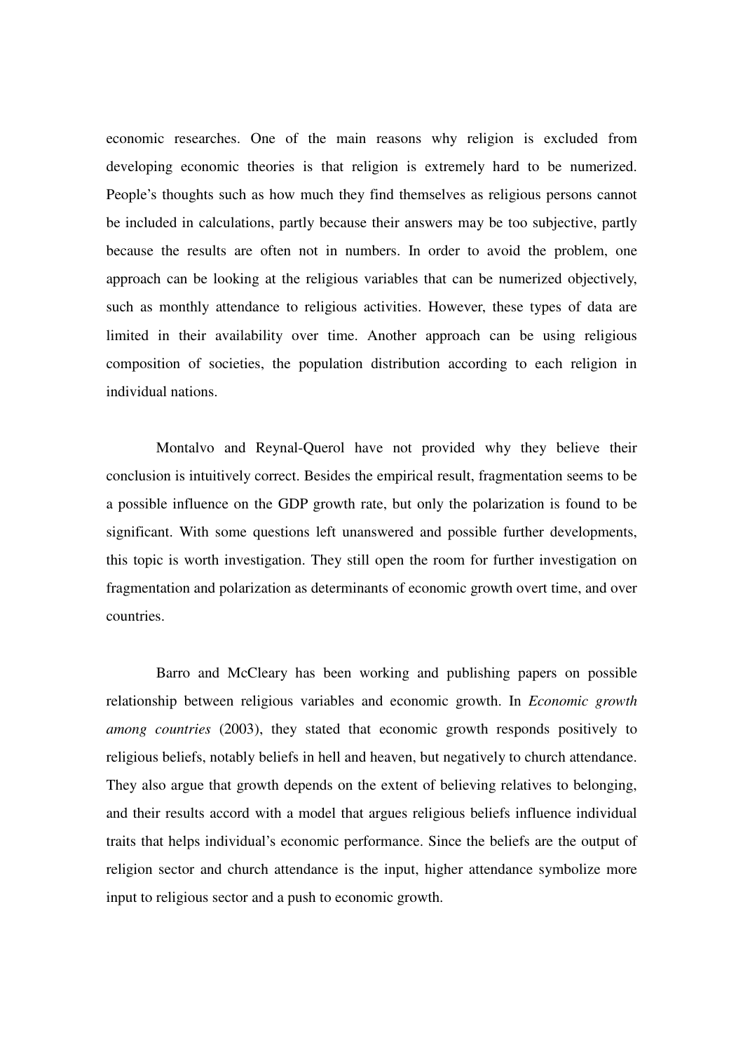economic researches. One of the main reasons why religion is excluded from developing economic theories is that religion is extremely hard to be numerized. People's thoughts such as how much they find themselves as religious persons cannot be included in calculations, partly because their answers may be too subjective, partly because the results are often not in numbers. In order to avoid the problem, one approach can be looking at the religious variables that can be numerized objectively, such as monthly attendance to religious activities. However, these types of data are limited in their availability over time. Another approach can be using religious composition of societies, the population distribution according to each religion in individual nations.

Montalvo and Reynal-Querol have not provided why they believe their conclusion is intuitively correct. Besides the empirical result, fragmentation seems to be a possible influence on the GDP growth rate, but only the polarization is found to be significant. With some questions left unanswered and possible further developments, this topic is worth investigation. They still open the room for further investigation on fragmentation and polarization as determinants of economic growth overt time, and over countries.

Barro and McCleary has been working and publishing papers on possible relationship between religious variables and economic growth. In *Economic growth among countries* (2003), they stated that economic growth responds positively to religious beliefs, notably beliefs in hell and heaven, but negatively to church attendance. They also argue that growth depends on the extent of believing relatives to belonging, and their results accord with a model that argues religious beliefs influence individual traits that helps individual's economic performance. Since the beliefs are the output of religion sector and church attendance is the input, higher attendance symbolize more input to religious sector and a push to economic growth.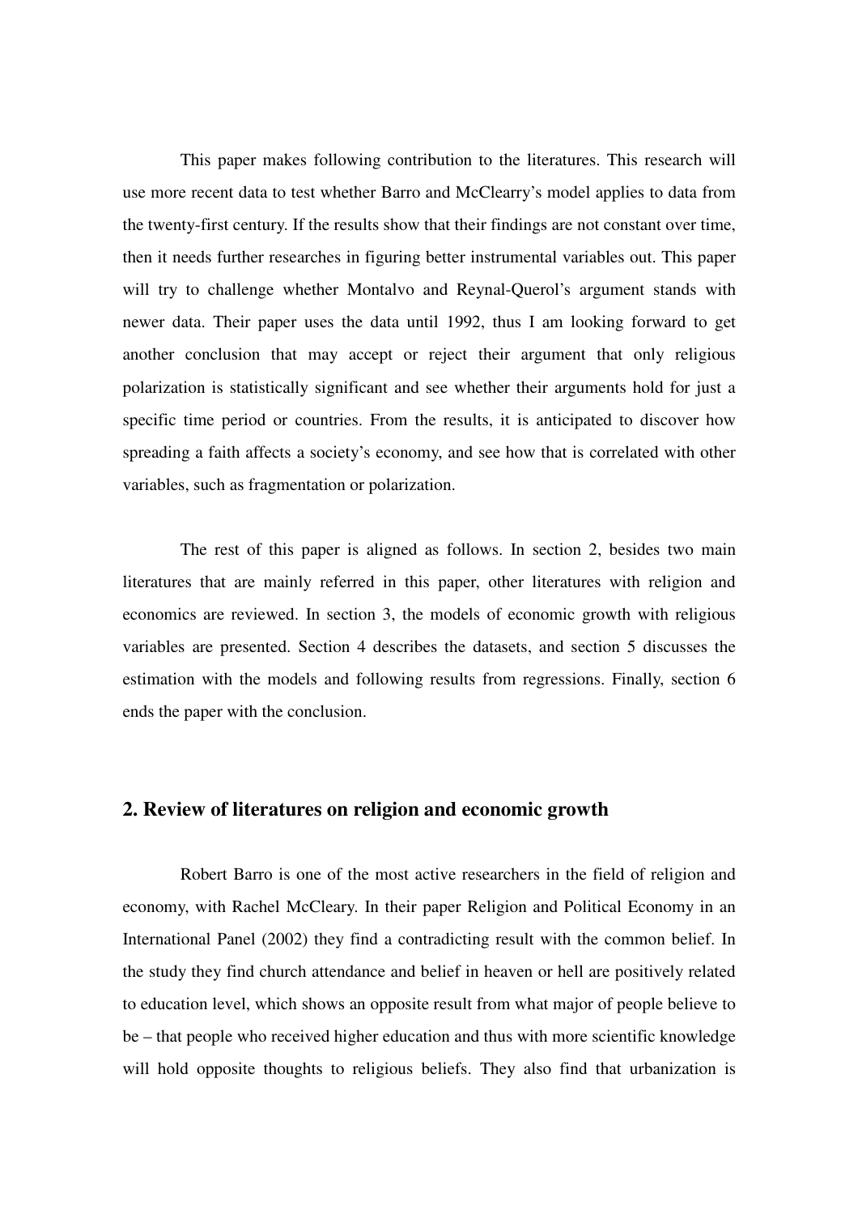This paper makes following contribution to the literatures. This research will use more recent data to test whether Barro and McClearry's model applies to data from the twenty-first century. If the results show that their findings are not constant over time, then it needs further researches in figuring better instrumental variables out. This paper will try to challenge whether Montalvo and Reynal-Querol's argument stands with newer data. Their paper uses the data until 1992, thus I am looking forward to get another conclusion that may accept or reject their argument that only religious polarization is statistically significant and see whether their arguments hold for just a specific time period or countries. From the results, it is anticipated to discover how spreading a faith affects a society's economy, and see how that is correlated with other variables, such as fragmentation or polarization.

The rest of this paper is aligned as follows. In section 2, besides two main literatures that are mainly referred in this paper, other literatures with religion and economics are reviewed. In section 3, the models of economic growth with religious variables are presented. Section 4 describes the datasets, and section 5 discusses the estimation with the models and following results from regressions. Finally, section 6 ends the paper with the conclusion.

## 2. Review of literatures on religion and economic growth

Robert Barro is one of the most active researchers in the field of religion and economy, with Rachel McCleary. In their paper Religion and Political Economy in an International Panel (2002) they find a contradicting result with the common belief. In the study they find church attendance and belief in heaven or hell are positively related to education level, which shows an opposite result from what major of people believe to be – that people who received higher education and thus with more scientific knowledge will hold opposite thoughts to religious beliefs. They also find that urbanization is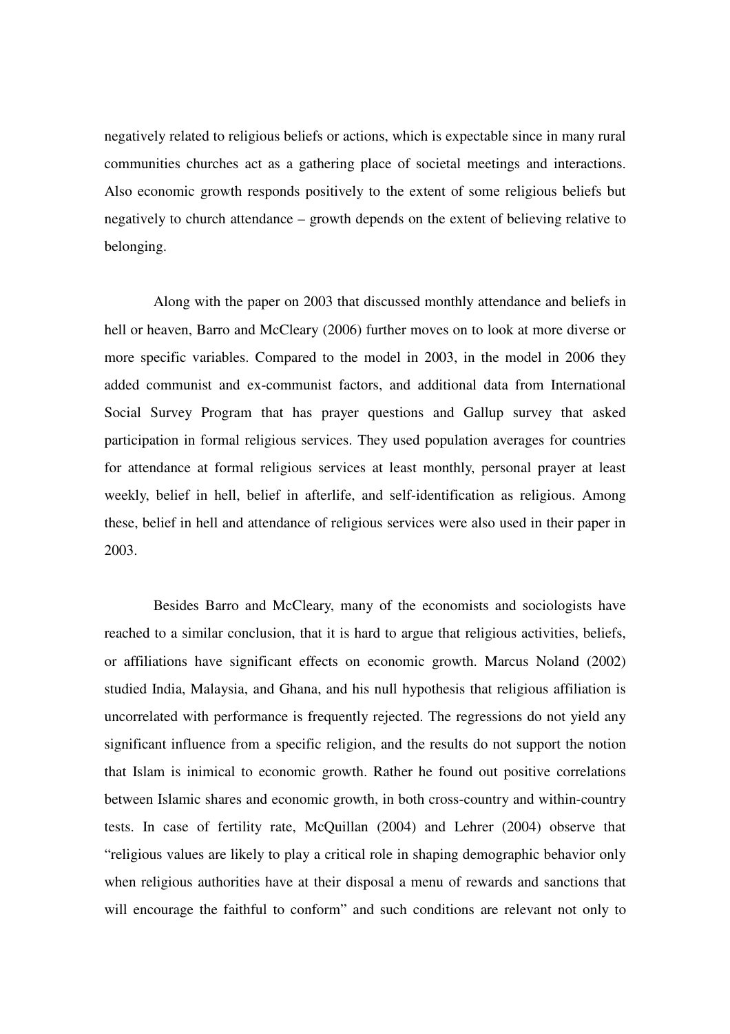negatively related to religious beliefs or actions, which is expectable since in many rural communities churches act as a gathering place of societal meetings and interactions. Also economic growth responds positively to the extent of some religious beliefs but negatively to church attendance – growth depends on the extent of believing relative to belonging.

Along with the paper on 2003 that discussed monthly attendance and beliefs in hell or heaven, Barro and McCleary (2006) further moves on to look at more diverse or more specific variables. Compared to the model in 2003, in the model in 2006 they added communist and ex-communist factors, and additional data from International Social Survey Program that has prayer questions and Gallup survey that asked participation in formal religious services. They used population averages for countries for attendance at formal religious services at least monthly, personal prayer at least weekly, belief in hell, belief in afterlife, and self-identification as religious. Among these, belief in hell and attendance of religious services were also used in their paper in 2003.

Besides Barro and McCleary, many of the economists and sociologists have reached to a similar conclusion, that it is hard to argue that religious activities, beliefs, or affiliations have significant effects on economic growth. Marcus Noland (2002) studied India, Malaysia, and Ghana, and his null hypothesis that religious affiliation is uncorrelated with performance is frequently rejected. The regressions do not yield any significant influence from a specific religion, and the results do not support the notion that Islam is inimical to economic growth. Rather he found out positive correlations between Islamic shares and economic growth, in both cross-country and within-country tests. In case of fertility rate, McQuillan (2004) and Lehrer (2004) observe that "religious values are likely to play a critical role in shaping demographic behavior only when religious authorities have at their disposal a menu of rewards and sanctions that will encourage the faithful to conform" and such conditions are relevant not only to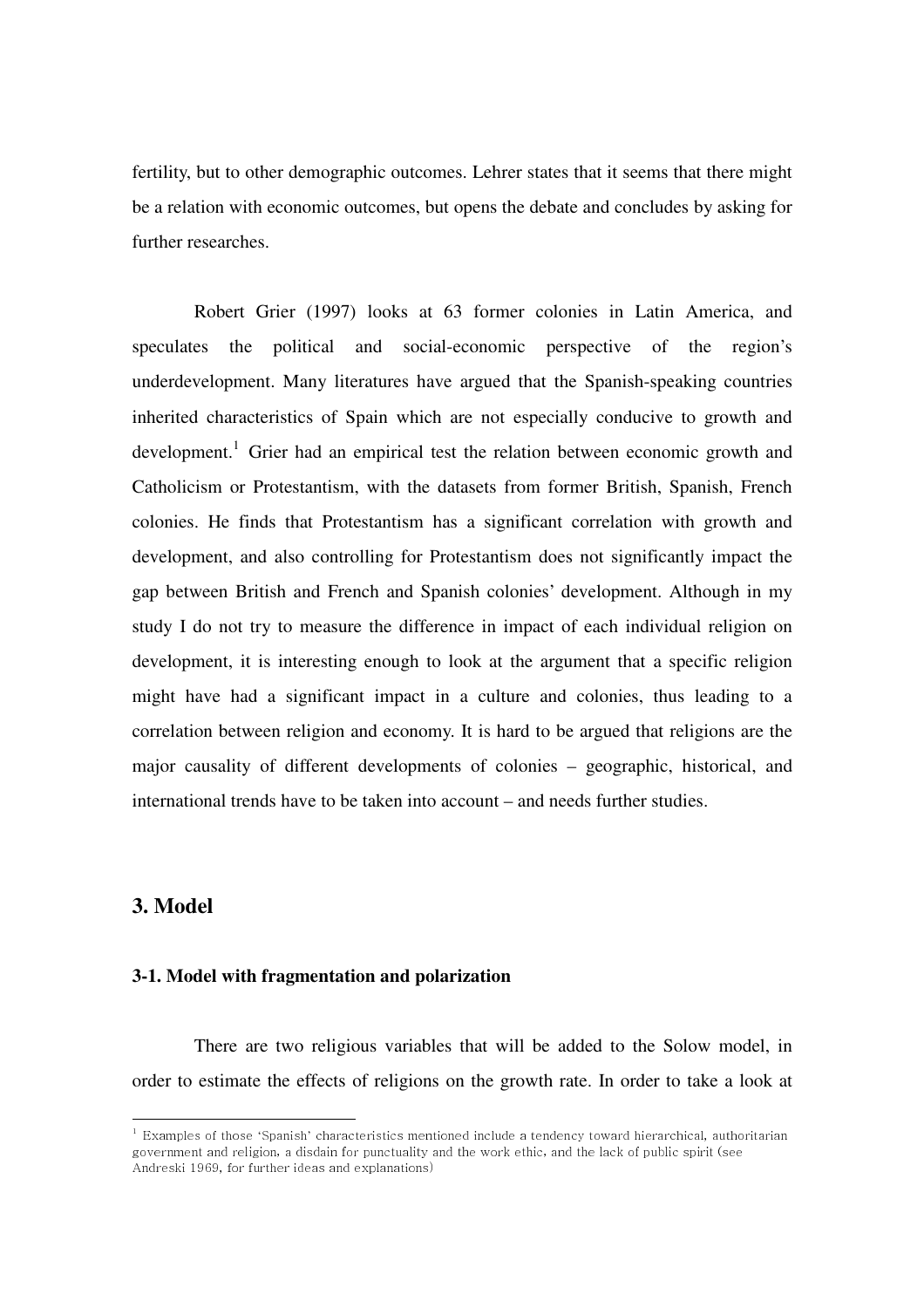fertility, but to other demographic outcomes. Lehrer states that it seems that there might be a relation with economic outcomes, but opens the debate and concludes by asking for further researches.

Robert Grier (1997) looks at 63 former colonies in Latin America, and speculates the political and social-economic perspective of the region's underdevelopment. Many literatures have argued that the Spanish-speaking countries inherited characteristics of Spain which are not especially conducive to growth and development.[1] Grier had an empirical test the relation between economic growth and Catholicism or Protestantism, with the datasets from former British, Spanish, French colonies. He finds that Protestantism has a significant correlation with growth and development, and also controlling for Protestantism does not significantly impact the gap between British and French and Spanish colonies' development. Although in my study I do not try to measure the difference in impact of each individual religion on development, it is interesting enough to look at the argument that a specific religion might have had a significant impact in a culture and colonies, thus leading to a correlation between religion and economy. It is hard to be argued that religions are the major causality of different developments of colonies – geographic, historical, and international trends have to be taken into account – and needs further studies.

## 3. Model

### 3-1. Model with fragmentation and polarization

There are two religious variables that will be added to the Solow model, in order to estimate the effects of religions on the growth rate. In order to take a look at

[1] Examples of those 'Spanish' characteristics mentioned include a tendency toward hierarchical, authoritarian government and religion, a disdain for punctuality and the work ethic, and the lack of public spirit (see Andreski 1969, for further ideas and explanations)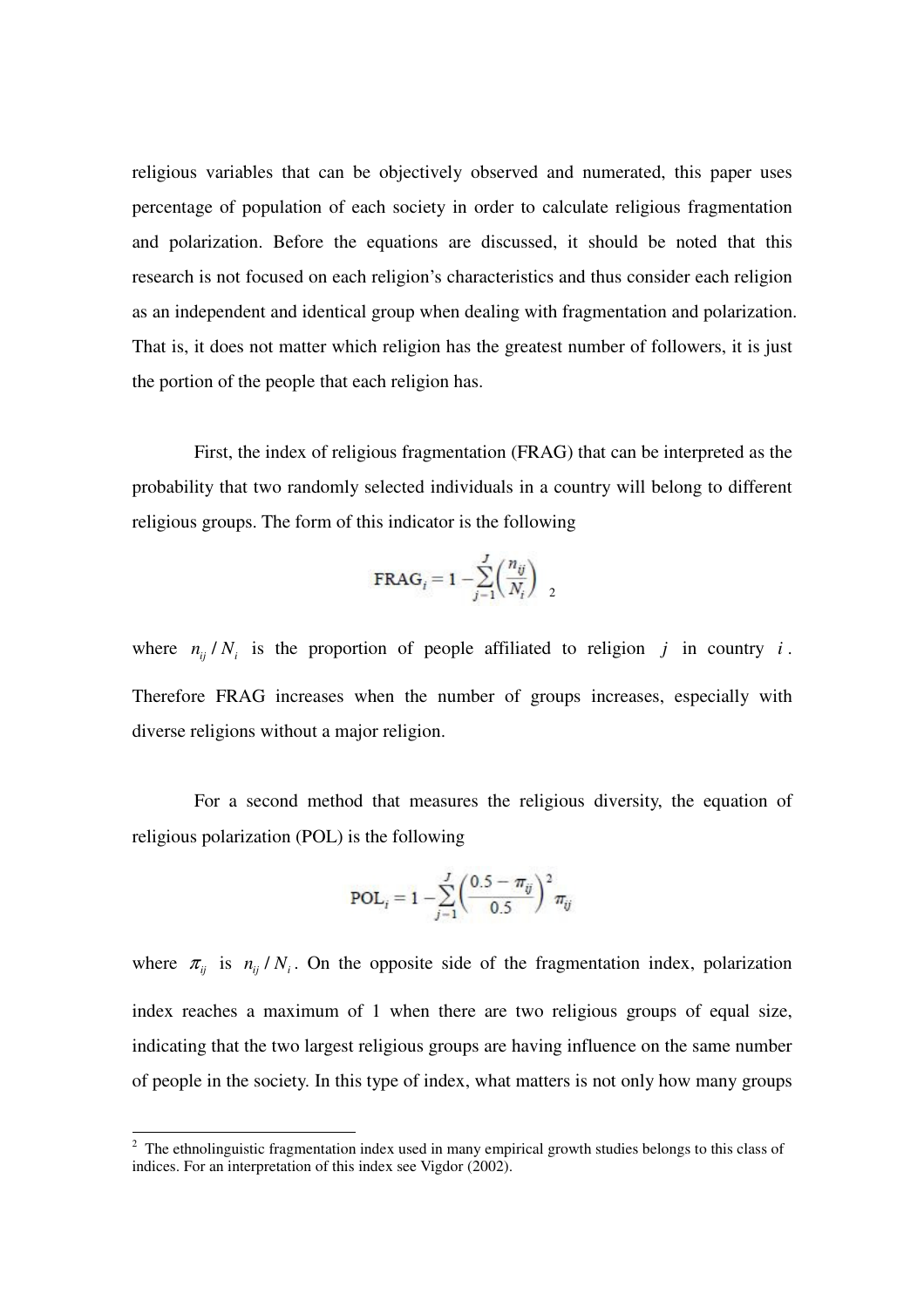religious variables that can be objectively observed and numerated, this paper uses percentage of population of each society in order to calculate religious fragmentation and polarization. Before the equations are discussed, it should be noted that this research is not focused on each religion's characteristics and thus consider each religion as an independent and identical group when dealing with fragmentation and polarization. That is, it does not matter which religion has the greatest number of followers, it is just the portion of the people that each religion has.

First, the index of religious fragmentation (FRAG) that can be interpreted as the probability that two randomly selected individuals in a country will belong to different religious groups. The form of this indicator is the following

$$\text{FRAG}_i = 1 - \sum_{j=1}^{J} \left( \frac{n_{ij}}{N_i} \right)$$ [2]

where $n_{ij} / N_i$ is the proportion of people affiliated to religion $j$ in country $i$. Therefore FRAG increases when the number of groups increases, especially with diverse religions without a major religion.

For a second method that measures the religious diversity, the equation of religious polarization (POL) is the following

$$\text{POL}_i = 1 - \sum_{j=1}^{J} \left( \frac{0.5 - \pi_{ij}}{0.5} \right)^2 \pi_{ij}$$

where $\pi_{ij}$ is $n_{ij} / N_i$. On the opposite side of the fragmentation index, polarization index reaches a maximum of 1 when there are two religious groups of equal size, indicating that the two largest religious groups are having influence on the same number of people in the society. In this type of index, what matters is not only how many groups

---

[2] The ethnolinguistic fragmentation index used in many empirical growth studies belongs to this class of indices. For an interpretation of this index see Vigdor (2002).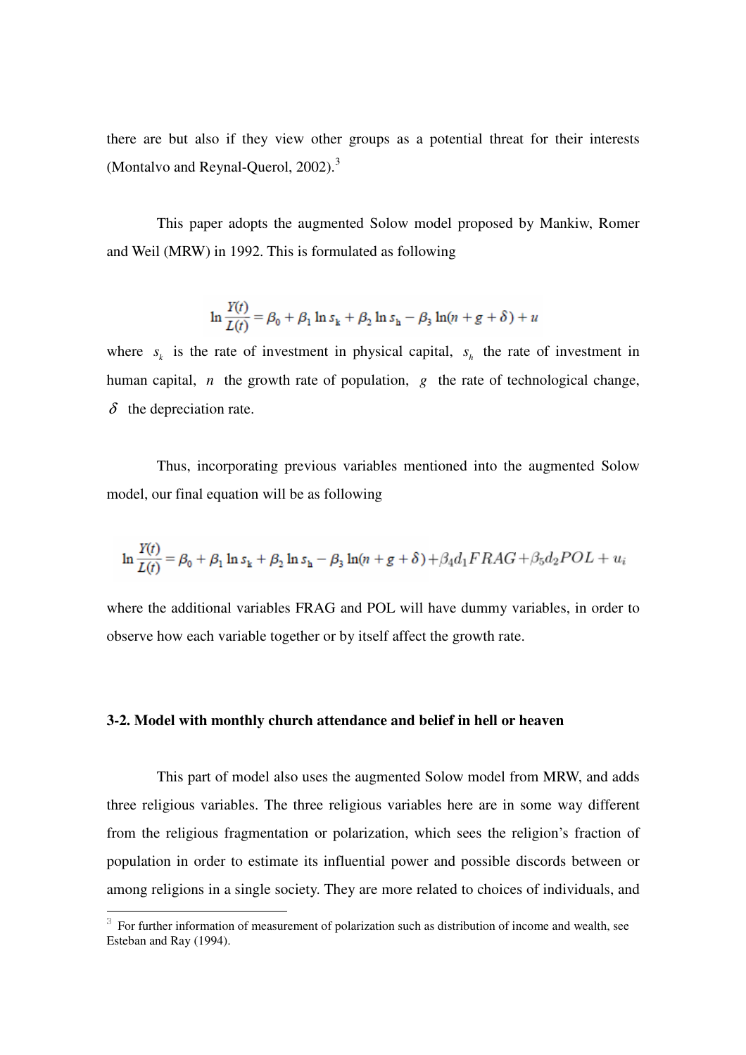there are but also if they view other groups as a potential threat for their interests (Montalvo and Reynal-Querol, 2002).[3]

This paper adopts the augmented Solow model proposed by Mankiw, Romer and Weil (MRW) in 1992. This is formulated as following

$$\ln \frac{Y(t)}{L(t)} = \beta_0 + \beta_1 \ln s_k + \beta_2 \ln s_h - \beta_3 \ln(n + g + \delta) + u$$

where $s_k$ is the rate of investment in physical capital, $s_h$ the rate of investment in human capital, $n$ the growth rate of population, $g$ the rate of technological change, $\delta$ the depreciation rate.

Thus, incorporating previous variables mentioned into the augmented Solow model, our final equation will be as following

$$\ln \frac{Y(t)}{L(t)} = \beta_0 + \beta_1 \ln s_k + \beta_2 \ln s_h - \beta_3 \ln(n + g + \delta) + \beta_4 d_1 FRAG + \beta_5 d_2 POL + u_i$$

where the additional variables FRAG and POL will have dummy variables, in order to observe how each variable together or by itself affect the growth rate.

### 3-2. Model with monthly church attendance and belief in hell or heaven

This part of model also uses the augmented Solow model from MRW, and adds three religious variables. The three religious variables here are in some way different from the religious fragmentation or polarization, which sees the religion's fraction of population in order to estimate its influential power and possible discords between or among religions in a single society. They are more related to choices of individuals, and

[3] For further information of measurement of polarization such as distribution of income and wealth, see Esteban and Ray (1994).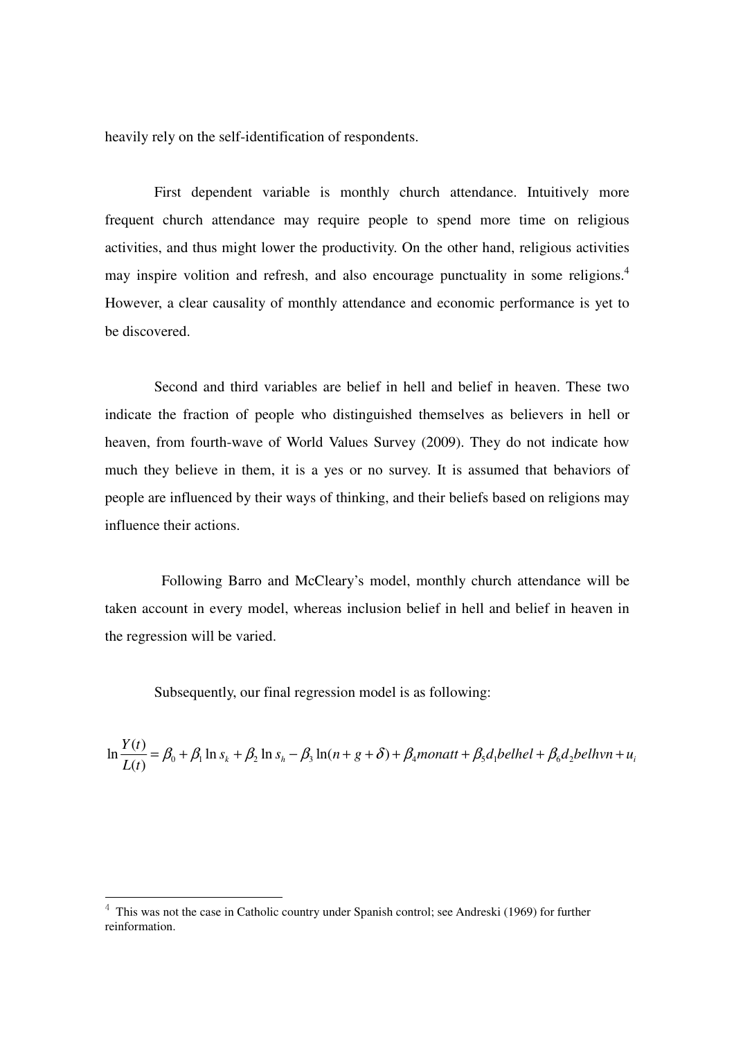heavily rely on the self-identification of respondents.

First dependent variable is monthly church attendance. Intuitively more frequent church attendance may require people to spend more time on religious activities, and thus might lower the productivity. On the other hand, religious activities may inspire volition and refresh, and also encourage punctuality in some religions.[4] However, a clear causality of monthly attendance and economic performance is yet to be discovered.

Second and third variables are belief in hell and belief in heaven. These two indicate the fraction of people who distinguished themselves as believers in hell or heaven, from fourth-wave of World Values Survey (2009). They do not indicate how much they believe in them, it is a yes or no survey. It is assumed that behaviors of people are influenced by their ways of thinking, and their beliefs based on religions may influence their actions.

Following Barro and McCleary's model, monthly church attendance will be taken account in every model, whereas inclusion belief in hell and belief in heaven in the regression will be varied.

Subsequently, our final regression model is as following:

$$\ln\frac{Y(t)}{L(t)} = \beta_0 + \beta_1 \ln s_k + \beta_2 \ln s_h - \beta_3 \ln(n+g+\delta) + \beta_4 monatt + \beta_5 d_1 belhel + \beta_6 d_2 belhvn + u_i$$

[4] This was not the case in Catholic country under Spanish control; see Andreski (1969) for further reinformation.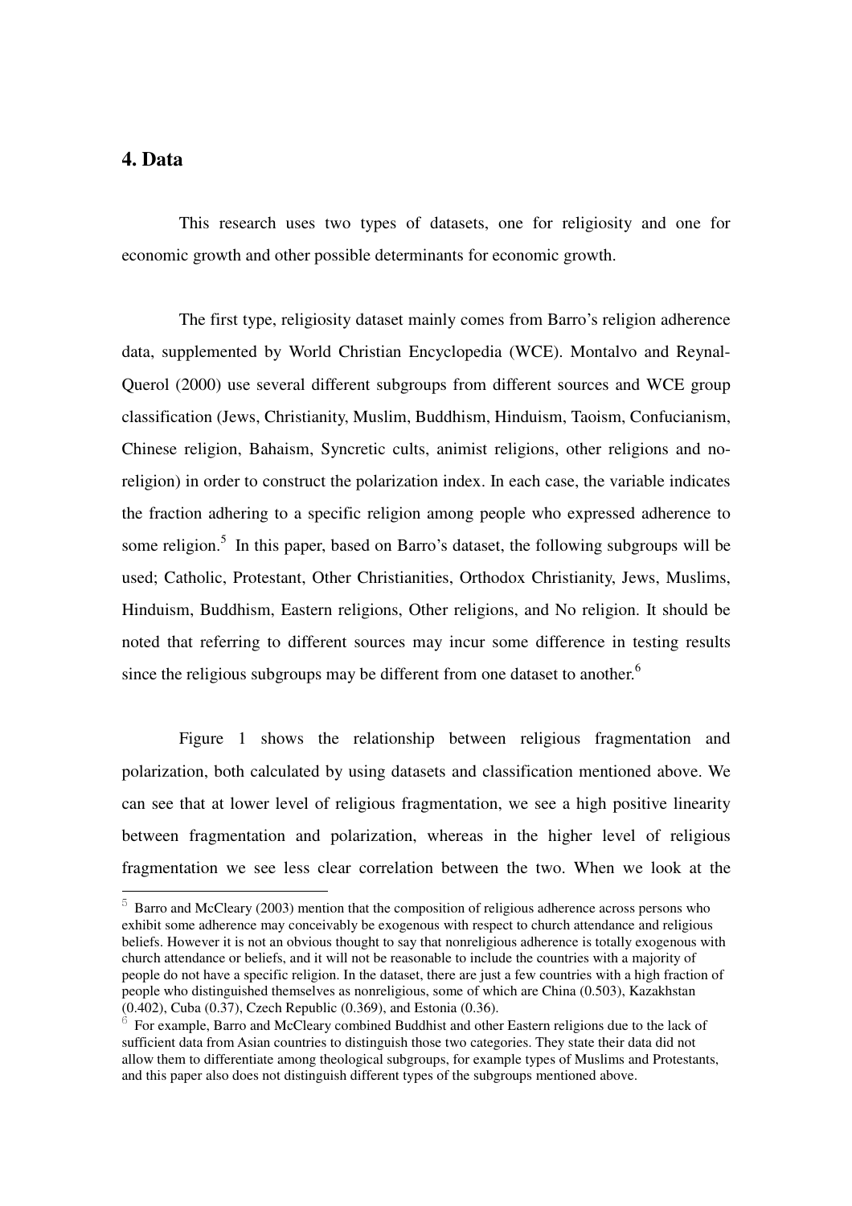## 4. Data

This research uses two types of datasets, one for religiosity and one for economic growth and other possible determinants for economic growth.

The first type, religiosity dataset mainly comes from Barro's religion adherence data, supplemented by World Christian Encyclopedia (WCE). Montalvo and Reynal-Querol (2000) use several different subgroups from different sources and WCE group classification (Jews, Christianity, Muslim, Buddhism, Hinduism, Taoism, Confucianism, Chinese religion, Bahaism, Syncretic cults, animist religions, other religions and no-religion) in order to construct the polarization index. In each case, the variable indicates the fraction adhering to a specific religion among people who expressed adherence to some religion.[5] In this paper, based on Barro's dataset, the following subgroups will be used; Catholic, Protestant, Other Christianities, Orthodox Christianity, Jews, Muslims, Hinduism, Buddhism, Eastern religions, Other religions, and No religion. It should be noted that referring to different sources may incur some difference in testing results since the religious subgroups may be different from one dataset to another.[6]

Figure 1 shows the relationship between religious fragmentation and polarization, both calculated by using datasets and classification mentioned above. We can see that at lower level of religious fragmentation, we see a high positive linearity between fragmentation and polarization, whereas in the higher level of religious fragmentation we see less clear correlation between the two. When we look at the

---

[5] Barro and McCleary (2003) mention that the composition of religious adherence across persons who exhibit some adherence may conceivably be exogenous with respect to church attendance and religious beliefs. However it is not an obvious thought to say that nonreligious adherence is totally exogenous with church attendance or beliefs, and it will not be reasonable to include the countries with a majority of people do not have a specific religion. In the dataset, there are just a few countries with a high fraction of people who distinguished themselves as nonreligious, some of which are China (0.503), Kazakhstan (0.402), Cuba (0.37), Czech Republic (0.369), and Estonia (0.36).

[6] For example, Barro and McCleary combined Buddhist and other Eastern religions due to the lack of sufficient data from Asian countries to distinguish those two categories. They state their data did not allow them to differentiate among theological subgroups, for example types of Muslims and Protestants, and this paper also does not distinguish different types of the subgroups mentioned above.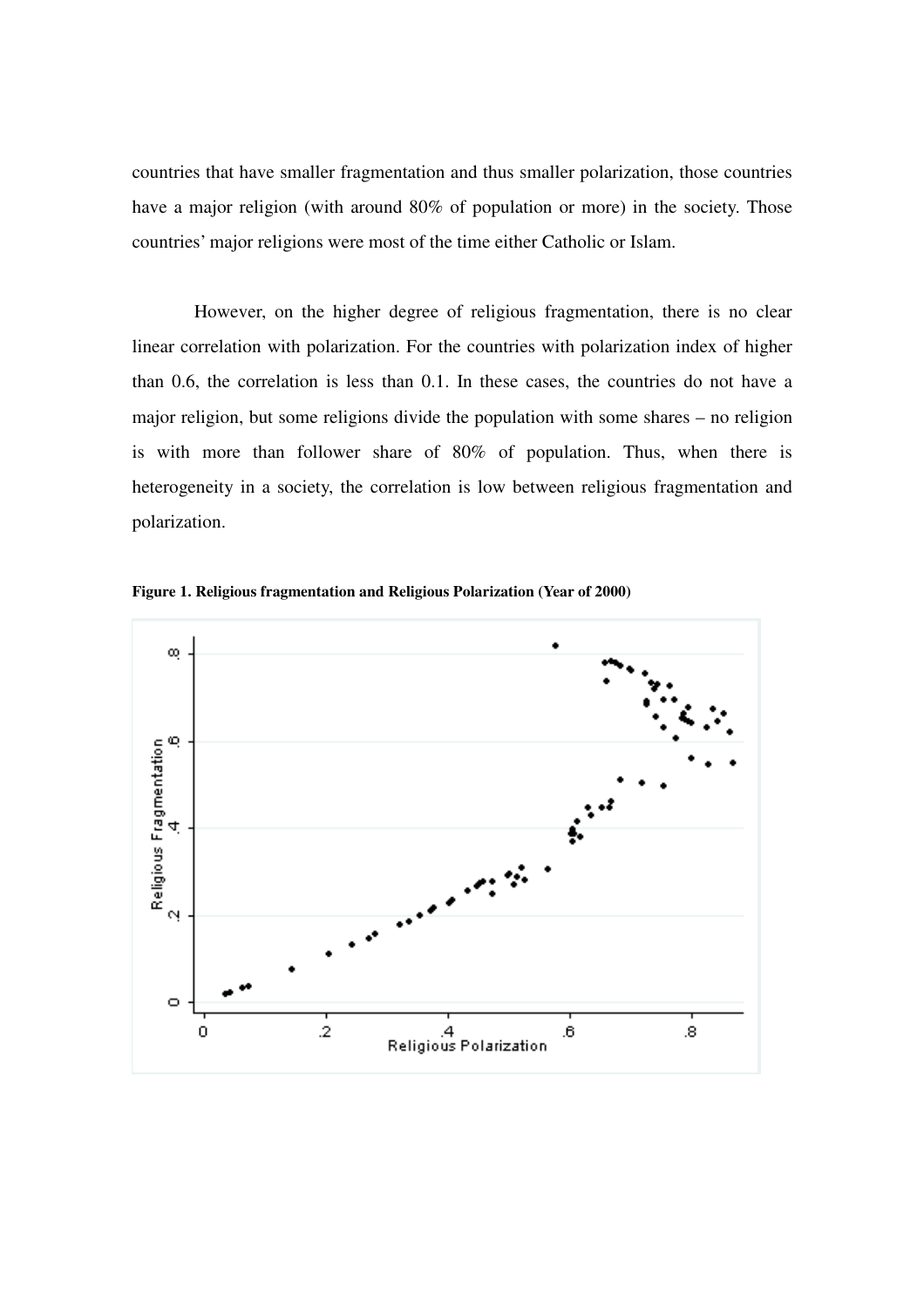countries that have smaller fragmentation and thus smaller polarization, those countries have a major religion (with around 80% of population or more) in the society. Those countries' major religions were most of the time either Catholic or Islam.

However, on the higher degree of religious fragmentation, there is no clear linear correlation with polarization. For the countries with polarization index of higher than 0.6, the correlation is less than 0.1. In these cases, the countries do not have a major religion, but some religions divide the population with some shares – no religion is with more than follower share of 80% of population. Thus, when there is heterogeneity in a society, the correlation is low between religious fragmentation and polarization.

**Figure 1. Religious fragmentation and Religious Polarization (Year of 2000)**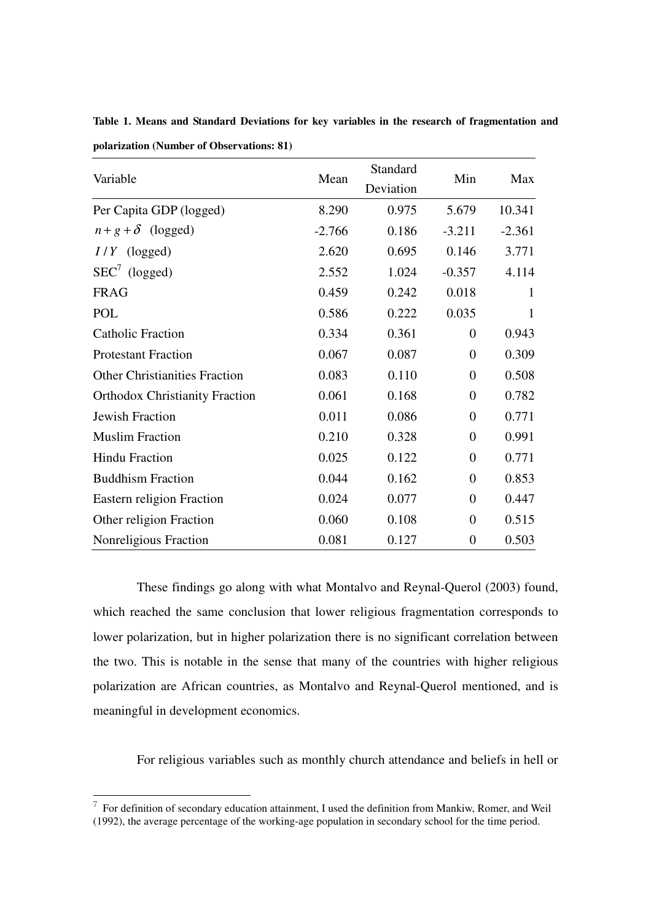**Table 1. Means and Standard Deviations for key variables in the research of fragmentation and polarization (Number of Observations: 81)**

| Variable | Mean | Standard Deviation | Min | Max |
|---|---|---|---|---|
| Per Capita GDP (logged) | 8.290 | 0.975 | 5.679 | 10.341 |
| $n+g+\delta$ (logged) | -2.766 | 0.186 | -3.211 | -2.361 |
| $I/Y$ (logged) | 2.620 | 0.695 | 0.146 | 3.771 |
| SEC[7] (logged) | 2.552 | 1.024 | -0.357 | 4.114 |
| FRAG | 0.459 | 0.242 | 0.018 | 1 |
| POL | 0.586 | 0.222 | 0.035 | 1 |
| Catholic Fraction | 0.334 | 0.361 | 0 | 0.943 |
| Protestant Fraction | 0.067 | 0.087 | 0 | 0.309 |
| Other Christianities Fraction | 0.083 | 0.110 | 0 | 0.508 |
| Orthodox Christianity Fraction | 0.061 | 0.168 | 0 | 0.782 |
| Jewish Fraction | 0.011 | 0.086 | 0 | 0.771 |
| Muslim Fraction | 0.210 | 0.328 | 0 | 0.991 |
| Hindu Fraction | 0.025 | 0.122 | 0 | 0.771 |
| Buddhism Fraction | 0.044 | 0.162 | 0 | 0.853 |
| Eastern religion Fraction | 0.024 | 0.077 | 0 | 0.447 |
| Other religion Fraction | 0.060 | 0.108 | 0 | 0.515 |
| Nonreligious Fraction | 0.081 | 0.127 | 0 | 0.503 |

These findings go along with what Montalvo and Reynal-Querol (2003) found, which reached the same conclusion that lower religious fragmentation corresponds to lower polarization, but in higher polarization there is no significant correlation between the two. This is notable in the sense that many of the countries with higher religious polarization are African countries, as Montalvo and Reynal-Querol mentioned, and is meaningful in development economics.

For religious variables such as monthly church attendance and beliefs in hell or

[7] For definition of secondary education attainment, I used the definition from Mankiw, Romer, and Weil (1992), the average percentage of the working-age population in secondary school for the time period.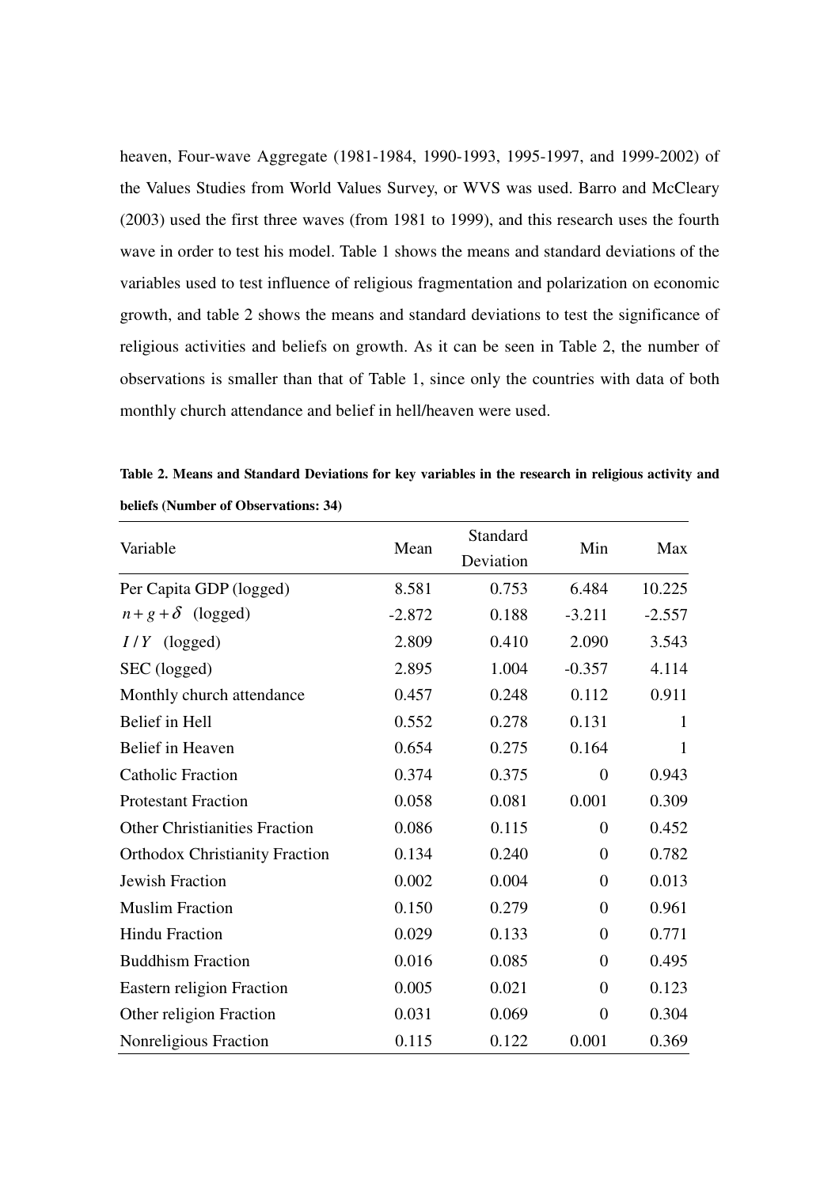heaven, Four-wave Aggregate (1981-1984, 1990-1993, 1995-1997, and 1999-2002) of the Values Studies from World Values Survey, or WVS was used. Barro and McCleary (2003) used the first three waves (from 1981 to 1999), and this research uses the fourth wave in order to test his model. Table 1 shows the means and standard deviations of the variables used to test influence of religious fragmentation and polarization on economic growth, and table 2 shows the means and standard deviations to test the significance of religious activities and beliefs on growth. As it can be seen in Table 2, the number of observations is smaller than that of Table 1, since only the countries with data of both monthly church attendance and belief in hell/heaven were used.

**Table 2. Means and Standard Deviations for key variables in the research in religious activity and beliefs (Number of Observations: 34)**

| Variable | Mean | Standard Deviation | Min | Max |
|---|---|---|---|---|
| Per Capita GDP (logged) | 8.581 | 0.753 | 6.484 | 10.225 |
| $n+g+\delta$ (logged) | -2.872 | 0.188 | -3.211 | -2.557 |
| $I/Y$ (logged) | 2.809 | 0.410 | 2.090 | 3.543 |
| SEC (logged) | 2.895 | 1.004 | -0.357 | 4.114 |
| Monthly church attendance | 0.457 | 0.248 | 0.112 | 0.911 |
| Belief in Hell | 0.552 | 0.278 | 0.131 | 1 |
| Belief in Heaven | 0.654 | 0.275 | 0.164 | 1 |
| Catholic Fraction | 0.374 | 0.375 | 0 | 0.943 |
| Protestant Fraction | 0.058 | 0.081 | 0.001 | 0.309 |
| Other Christianities Fraction | 0.086 | 0.115 | 0 | 0.452 |
| Orthodox Christianity Fraction | 0.134 | 0.240 | 0 | 0.782 |
| Jewish Fraction | 0.002 | 0.004 | 0 | 0.013 |
| Muslim Fraction | 0.150 | 0.279 | 0 | 0.961 |
| Hindu Fraction | 0.029 | 0.133 | 0 | 0.771 |
| Buddhism Fraction | 0.016 | 0.085 | 0 | 0.495 |
| Eastern religion Fraction | 0.005 | 0.021 | 0 | 0.123 |
| Other religion Fraction | 0.031 | 0.069 | 0 | 0.304 |
| Nonreligious Fraction | 0.115 | 0.122 | 0.001 | 0.369 |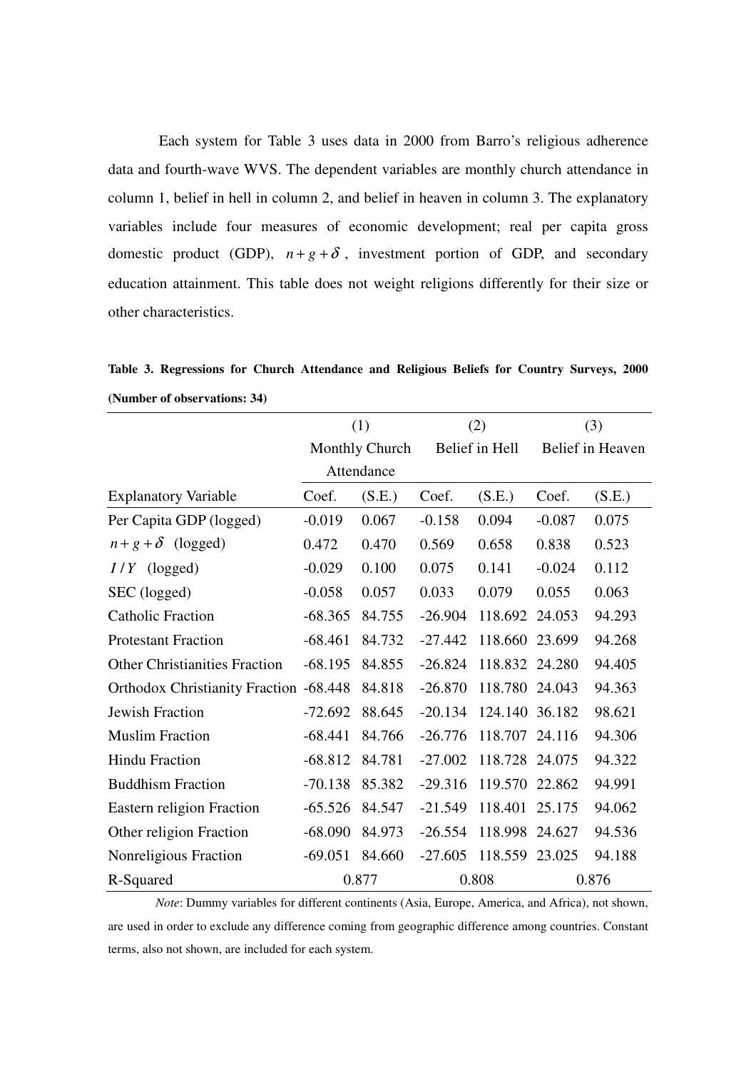Each system for Table 3 uses data in 2000 from Barro's religious adherence data and fourth-wave WVS. The dependent variables are monthly church attendance in column 1, belief in hell in column 2, and belief in heaven in column 3. The explanatory variables include four measures of economic development; real per capita gross domestic product (GDP), $n+g+\delta$, investment portion of GDP, and secondary education attainment. This table does not weight religions differently for their size or other characteristics.

**Table 3. Regressions for Church Attendance and Religious Beliefs for Country Surveys, 2000 (Number of observations: 34)**

| | (1) Monthly Church Attendance | | (2) Belief in Hell | | (3) Belief in Heaven | |
|---|---|---|---|---|---|---|
| Explanatory Variable | Coef. | (S.E.) | Coef. | (S.E.) | Coef. | (S.E.) |
| Per Capita GDP (logged) | -0.019 | 0.067 | -0.158 | 0.094 | -0.087 | 0.075 |
| $n+g+\delta$ (logged) | 0.472 | 0.470 | 0.569 | 0.658 | 0.838 | 0.523 |
| $I/Y$ (logged) | -0.029 | 0.100 | 0.075 | 0.141 | -0.024 | 0.112 |
| SEC (logged) | -0.058 | 0.057 | 0.033 | 0.079 | 0.055 | 0.063 |
| Catholic Fraction | -68.365 | 84.755 | -26.904 | 118.692 | 24.053 | 94.293 |
| Protestant Fraction | -68.461 | 84.732 | -27.442 | 118.660 | 23.699 | 94.268 |
| Other Christianities Fraction | -68.195 | 84.855 | -26.824 | 118.832 | 24.280 | 94.405 |
| Orthodox Christianity Fraction | -68.448 | 84.818 | -26.870 | 118.780 | 24.043 | 94.363 |
| Jewish Fraction | -72.692 | 88.645 | -20.134 | 124.140 | 36.182 | 98.621 |
| Muslim Fraction | -68.441 | 84.766 | -26.776 | 118.707 | 24.116 | 94.306 |
| Hindu Fraction | -68.812 | 84.781 | -27.002 | 118.728 | 24.075 | 94.322 |
| Buddhism Fraction | -70.138 | 85.382 | -29.316 | 119.570 | 22.862 | 94.991 |
| Eastern religion Fraction | -65.526 | 84.547 | -21.549 | 118.401 | 25.175 | 94.062 |
| Other religion Fraction | -68.090 | 84.973 | -26.554 | 118.998 | 24.627 | 94.536 |
| Nonreligious Fraction | -69.051 | 84.660 | -27.605 | 118.559 | 23.025 | 94.188 |
| R-Squared | 0.877 | | 0.808 | | 0.876 | |

*Note*: Dummy variables for different continents (Asia, Europe, America, and Africa), not shown, are used in order to exclude any difference coming from geographic difference among countries. Constant terms, also not shown, are included for each system.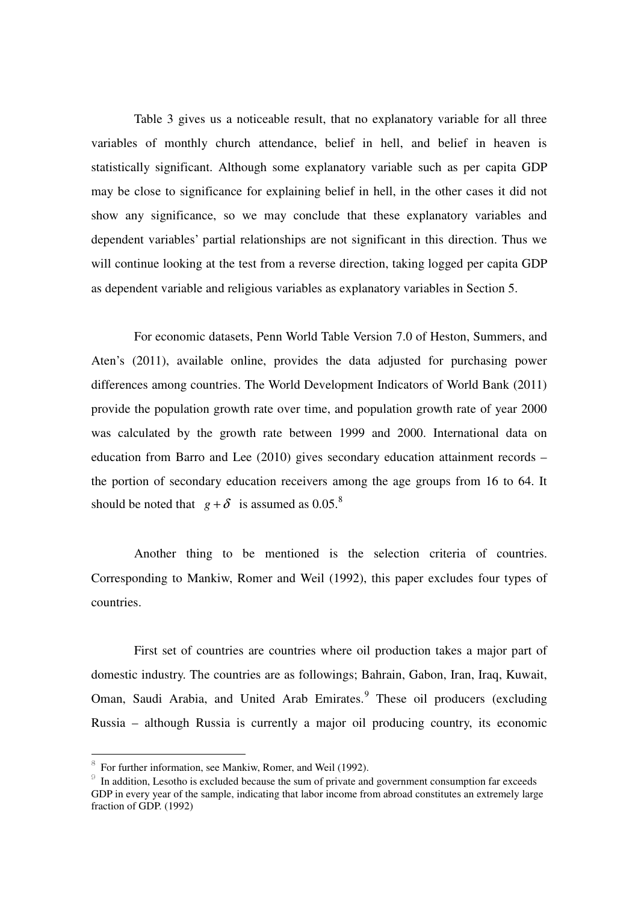Table 3 gives us a noticeable result, that no explanatory variable for all three variables of monthly church attendance, belief in hell, and belief in heaven is statistically significant. Although some explanatory variable such as per capita GDP may be close to significance for explaining belief in hell, in the other cases it did not show any significance, so we may conclude that these explanatory variables and dependent variables' partial relationships are not significant in this direction. Thus we will continue looking at the test from a reverse direction, taking logged per capita GDP as dependent variable and religious variables as explanatory variables in Section 5.

For economic datasets, Penn World Table Version 7.0 of Heston, Summers, and Aten's (2011), available online, provides the data adjusted for purchasing power differences among countries. The World Development Indicators of World Bank (2011) provide the population growth rate over time, and population growth rate of year 2000 was calculated by the growth rate between 1999 and 2000. International data on education from Barro and Lee (2010) gives secondary education attainment records – the portion of secondary education receivers among the age groups from 16 to 64. It should be noted that $g + \delta$ is assumed as 0.05.[8]

Another thing to be mentioned is the selection criteria of countries. Corresponding to Mankiw, Romer and Weil (1992), this paper excludes four types of countries.

First set of countries are countries where oil production takes a major part of domestic industry. The countries are as followings; Bahrain, Gabon, Iran, Iraq, Kuwait, Oman, Saudi Arabia, and United Arab Emirates.[9] These oil producers (excluding Russia – although Russia is currently a major oil producing country, its economic

---

[8] For further information, see Mankiw, Romer, and Weil (1992).

[9] In addition, Lesotho is excluded because the sum of private and government consumption far exceeds GDP in every year of the sample, indicating that labor income from abroad constitutes an extremely large fraction of GDP. (1992)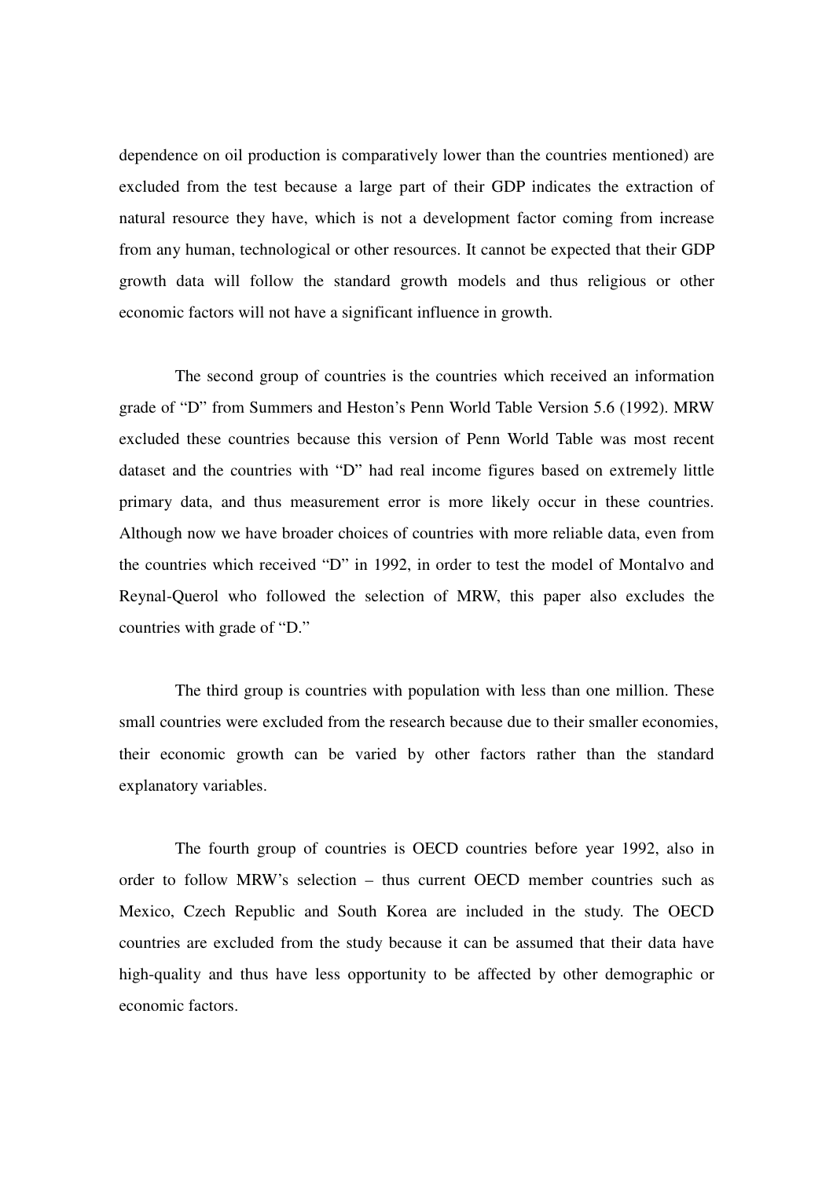dependence on oil production is comparatively lower than the countries mentioned) are excluded from the test because a large part of their GDP indicates the extraction of natural resource they have, which is not a development factor coming from increase from any human, technological or other resources. It cannot be expected that their GDP growth data will follow the standard growth models and thus religious or other economic factors will not have a significant influence in growth.

The second group of countries is the countries which received an information grade of "D" from Summers and Heston's Penn World Table Version 5.6 (1992). MRW excluded these countries because this version of Penn World Table was most recent dataset and the countries with "D" had real income figures based on extremely little primary data, and thus measurement error is more likely occur in these countries. Although now we have broader choices of countries with more reliable data, even from the countries which received "D" in 1992, in order to test the model of Montalvo and Reynal-Querol who followed the selection of MRW, this paper also excludes the countries with grade of "D."

The third group is countries with population with less than one million. These small countries were excluded from the research because due to their smaller economies, their economic growth can be varied by other factors rather than the standard explanatory variables.

The fourth group of countries is OECD countries before year 1992, also in order to follow MRW's selection – thus current OECD member countries such as Mexico, Czech Republic and South Korea are included in the study. The OECD countries are excluded from the study because it can be assumed that their data have high-quality and thus have less opportunity to be affected by other demographic or economic factors.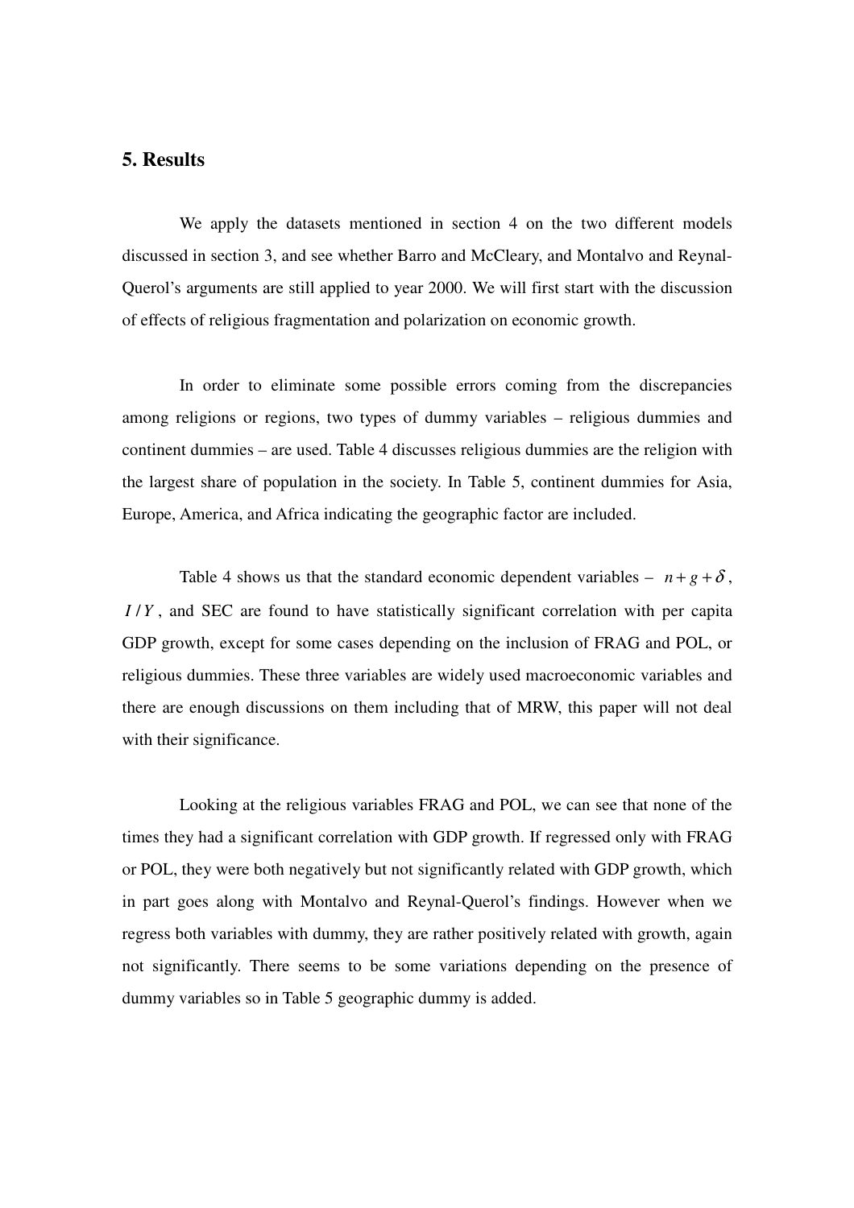## 5. Results

We apply the datasets mentioned in section 4 on the two different models discussed in section 3, and see whether Barro and McCleary, and Montalvo and Reynal-Querol's arguments are still applied to year 2000. We will first start with the discussion of effects of religious fragmentation and polarization on economic growth.

In order to eliminate some possible errors coming from the discrepancies among religions or regions, two types of dummy variables – religious dummies and continent dummies – are used. Table 4 discusses religious dummies are the religion with the largest share of population in the society. In Table 5, continent dummies for Asia, Europe, America, and Africa indicating the geographic factor are included.

Table 4 shows us that the standard economic dependent variables – $n+g+\delta$, $I/Y$, and SEC are found to have statistically significant correlation with per capita GDP growth, except for some cases depending on the inclusion of FRAG and POL, or religious dummies. These three variables are widely used macroeconomic variables and there are enough discussions on them including that of MRW, this paper will not deal with their significance.

Looking at the religious variables FRAG and POL, we can see that none of the times they had a significant correlation with GDP growth. If regressed only with FRAG or POL, they were both negatively but not significantly related with GDP growth, which in part goes along with Montalvo and Reynal-Querol's findings. However when we regress both variables with dummy, they are rather positively related with growth, again not significantly. There seems to be some variations depending on the presence of dummy variables so in Table 5 geographic dummy is added.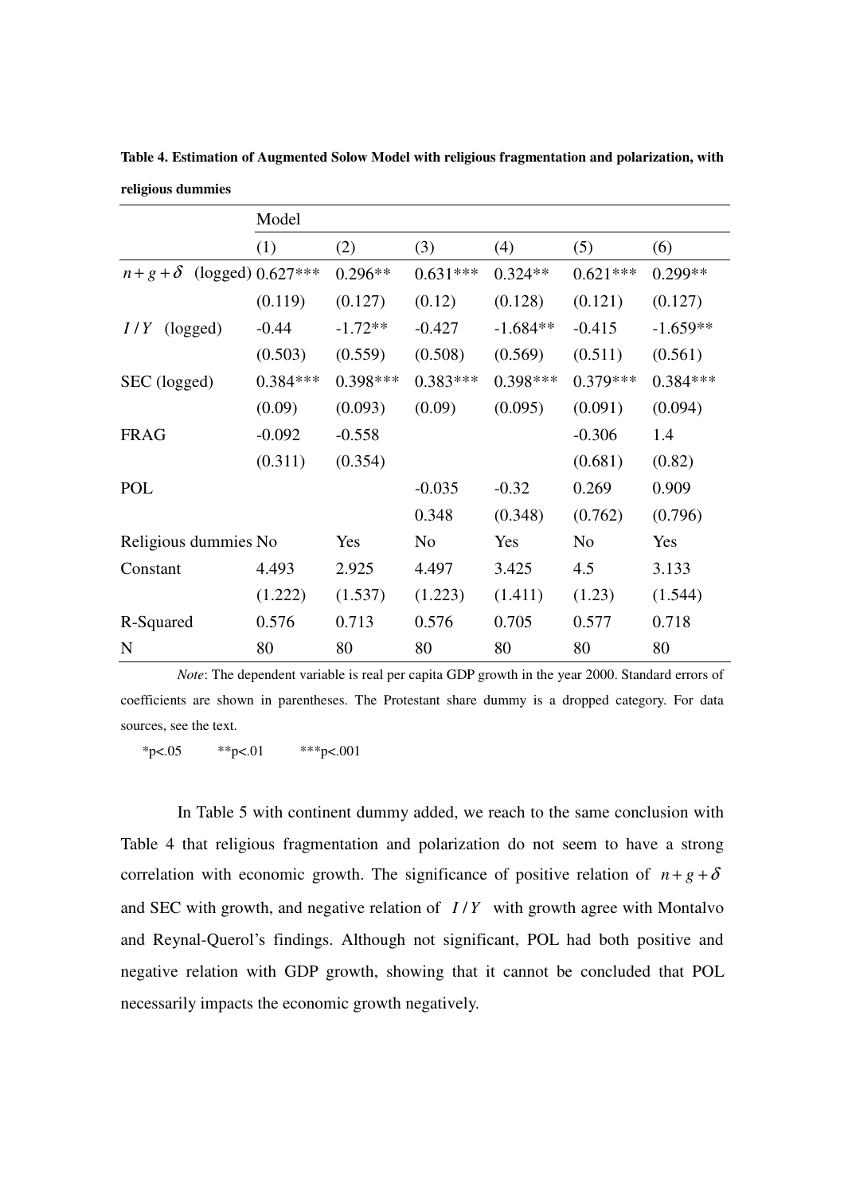**Table 4. Estimation of Augmented Solow Model with religious fragmentation and polarization, with religious dummies**

| | Model | | | | | |
|---|---|---|---|---|---|---|
| | (1) | (2) | (3) | (4) | (5) | (6) |
| $n+g+\delta$ (logged) | 0.627*** | 0.296** | 0.631*** | 0.324** | 0.621*** | 0.299** |
| | (0.119) | (0.127) | (0.12) | (0.128) | (0.121) | (0.127) |
| $I/Y$ (logged) | -0.44 | -1.72** | -0.427 | -1.684** | -0.415 | -1.659** |
| | (0.503) | (0.559) | (0.508) | (0.569) | (0.511) | (0.561) |
| SEC (logged) | 0.384*** | 0.398*** | 0.383*** | 0.398*** | 0.379*** | 0.384*** |
| | (0.09) | (0.093) | (0.09) | (0.095) | (0.091) | (0.094) |
| FRAG | -0.092 | -0.558 | | | -0.306 | 1.4 |
| | (0.311) | (0.354) | | | (0.681) | (0.82) |
| POL | | | -0.035 | -0.32 | 0.269 | 0.909 |
| | | | 0.348 | (0.348) | (0.762) | (0.796) |
| Religious dummies | No | Yes | No | Yes | No | Yes |
| Constant | 4.493 | 2.925 | 4.497 | 3.425 | 4.5 | 3.133 |
| | (1.222) | (1.537) | (1.223) | (1.411) | (1.23) | (1.544) |
| R-Squared | 0.576 | 0.713 | 0.576 | 0.705 | 0.577 | 0.718 |
| N | 80 | 80 | 80 | 80 | 80 | 80 |

*Note*: The dependent variable is real per capita GDP growth in the year 2000. Standard errors of coefficients are shown in parentheses. The Protestant share dummy is a dropped category. For data sources, see the text.

*p<.05 **p<.01 ***p<.001

In Table 5 with continent dummy added, we reach to the same conclusion with Table 4 that religious fragmentation and polarization do not seem to have a strong correlation with economic growth. The significance of positive relation of $n+g+\delta$ and SEC with growth, and negative relation of $I/Y$ with growth agree with Montalvo and Reynal-Querol's findings. Although not significant, POL had both positive and negative relation with GDP growth, showing that it cannot be concluded that POL necessarily impacts the economic growth negatively.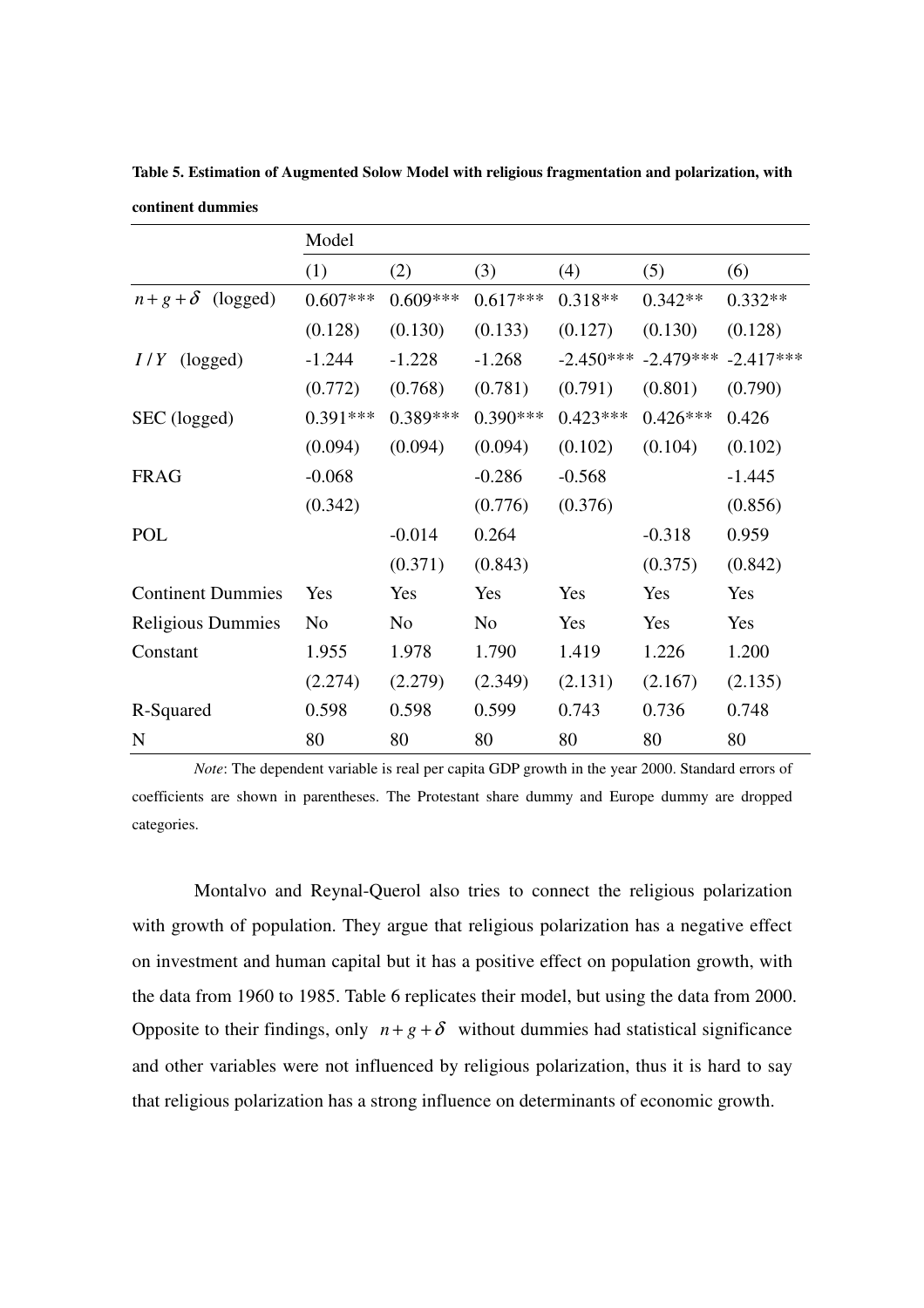**Table 5. Estimation of Augmented Solow Model with religious fragmentation and polarization, with continent dummies**

| | Model | | | | | |
|---|---|---|---|---|---|---|
| | (1) | (2) | (3) | (4) | (5) | (6) |
| $n+g+\delta$ (logged) | 0.607*** | 0.609*** | 0.617*** | 0.318** | 0.342** | 0.332** |
| | (0.128) | (0.130) | (0.133) | (0.127) | (0.130) | (0.128) |
| $I/Y$ (logged) | -1.244 | -1.228 | -1.268 | -2.450*** | -2.479*** | -2.417*** |
| | (0.772) | (0.768) | (0.781) | (0.791) | (0.801) | (0.790) |
| SEC (logged) | 0.391*** | 0.389*** | 0.390*** | 0.423*** | 0.426*** | 0.426 |
| | (0.094) | (0.094) | (0.094) | (0.102) | (0.104) | (0.102) |
| FRAG | -0.068 | | -0.286 | -0.568 | | -1.445 |
| | (0.342) | | (0.776) | (0.376) | | (0.856) |
| POL | | -0.014 | 0.264 | | -0.318 | 0.959 |
| | | (0.371) | (0.843) | | (0.375) | (0.842) |
| Continent Dummies | Yes | Yes | Yes | Yes | Yes | Yes |
| Religious Dummies | No | No | No | Yes | Yes | Yes |
| Constant | 1.955 | 1.978 | 1.790 | 1.419 | 1.226 | 1.200 |
| | (2.274) | (2.279) | (2.349) | (2.131) | (2.167) | (2.135) |
| R-Squared | 0.598 | 0.598 | 0.599 | 0.743 | 0.736 | 0.748 |
| N | 80 | 80 | 80 | 80 | 80 | 80 |

*Note*: The dependent variable is real per capita GDP growth in the year 2000. Standard errors of coefficients are shown in parentheses. The Protestant share dummy and Europe dummy are dropped categories.

Montalvo and Reynal-Querol also tries to connect the religious polarization with growth of population. They argue that religious polarization has a negative effect on investment and human capital but it has a positive effect on population growth, with the data from 1960 to 1985. Table 6 replicates their model, but using the data from 2000. Opposite to their findings, only $n+g+\delta$ without dummies had statistical significance and other variables were not influenced by religious polarization, thus it is hard to say that religious polarization has a strong influence on determinants of economic growth.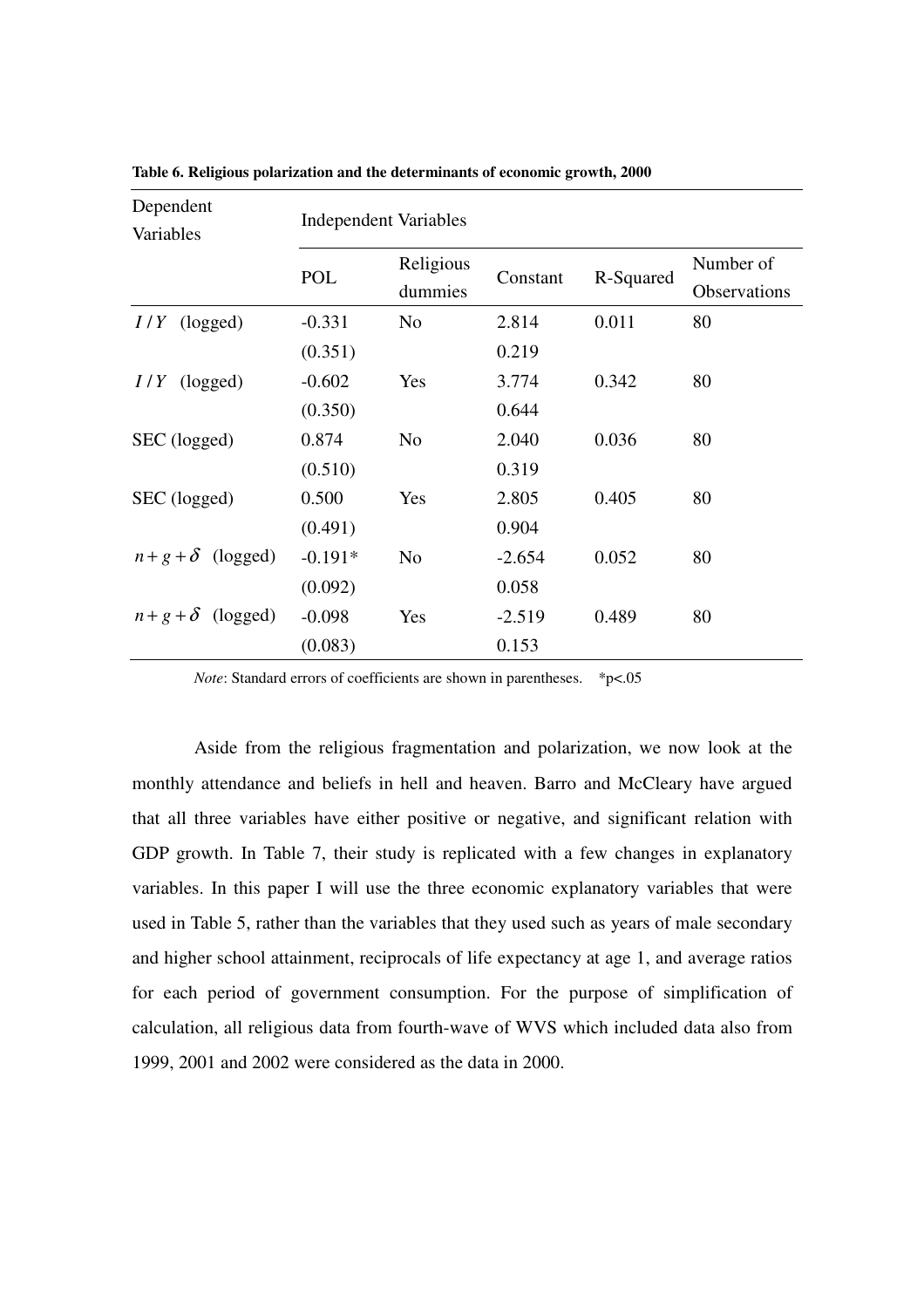**Table 6. Religious polarization and the determinants of economic growth, 2000**

| Dependent Variables | Independent Variables | | | | |
|---|---|---|---|---|---|
| | POL | Religious dummies | Constant | R-Squared | Number of Observations |
| $I/Y$ (logged) | -0.331 | No | 2.814 | 0.011 | 80 |
| | (0.351) | | 0.219 | | |
| $I/Y$ (logged) | -0.602 | Yes | 3.774 | 0.342 | 80 |
| | (0.350) | | 0.644 | | |
| SEC (logged) | 0.874 | No | 2.040 | 0.036 | 80 |
| | (0.510) | | 0.319 | | |
| SEC (logged) | 0.500 | Yes | 2.805 | 0.405 | 80 |
| | (0.491) | | 0.904 | | |
| $n+g+\delta$ (logged) | -0.191* | No | -2.654 | 0.052 | 80 |
| | (0.092) | | 0.058 | | |
| $n+g+\delta$ (logged) | -0.098 | Yes | -2.519 | 0.489 | 80 |
| | (0.083) | | 0.153 | | |

*Note*: Standard errors of coefficients are shown in parentheses. *p<.05

Aside from the religious fragmentation and polarization, we now look at the monthly attendance and beliefs in hell and heaven. Barro and McCleary have argued that all three variables have either positive or negative, and significant relation with GDP growth. In Table 7, their study is replicated with a few changes in explanatory variables. In this paper I will use the three economic explanatory variables that were used in Table 5, rather than the variables that they used such as years of male secondary and higher school attainment, reciprocals of life expectancy at age 1, and average ratios for each period of government consumption. For the purpose of simplification of calculation, all religious data from fourth-wave of WVS which included data also from 1999, 2001 and 2002 were considered as the data in 2000.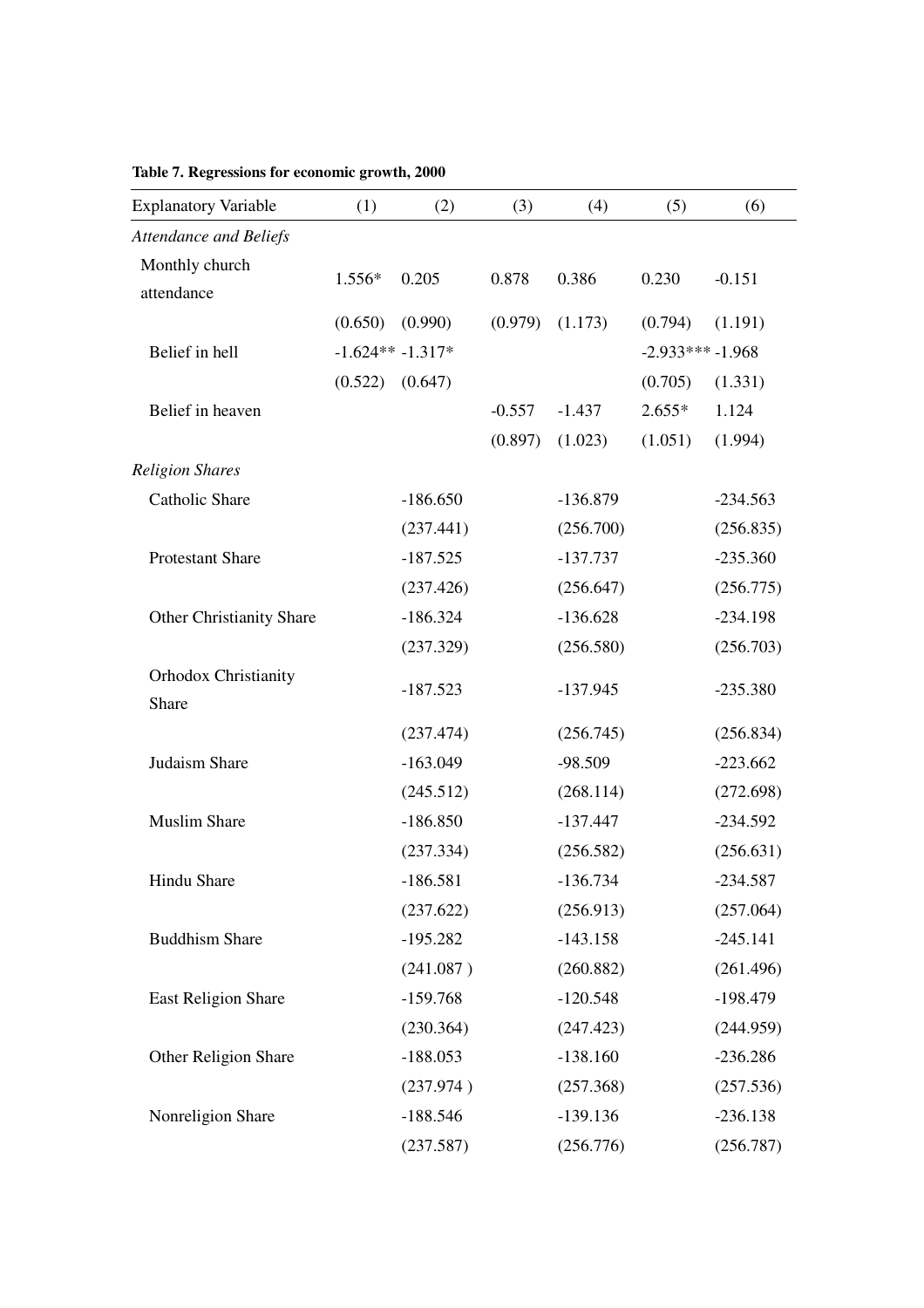**Table 7. Regressions for economic growth, 2000**

| Explanatory Variable | (1) | (2) | (3) | (4) | (5) | (6) |
|---|---|---|---|---|---|---|
| *Attendance and Beliefs* | | | | | | |
| Monthly church attendance | 1.556* | 0.205 | 0.878 | 0.386 | 0.230 | -0.151 |
| | (0.650) | (0.990) | (0.979) | (1.173) | (0.794) | (1.191) |
| Belief in hell | -1.624** | -1.317* | | | -2.933*** | -1.968 |
| | (0.522) | (0.647) | | | (0.705) | (1.331) |
| Belief in heaven | | | -0.557 | -1.437 | 2.655* | 1.124 |
| | | | (0.897) | (1.023) | (1.051) | (1.994) |
| *Religion Shares* | | | | | | |
| Catholic Share | | -186.650 | | -136.879 | | -234.563 |
| | | (237.441) | | (256.700) | | (256.835) |
| Protestant Share | | -187.525 | | -137.737 | | -235.360 |
| | | (237.426) | | (256.647) | | (256.775) |
| Other Christianity Share | | -186.324 | | -136.628 | | -234.198 |
| | | (237.329) | | (256.580) | | (256.703) |
| Orhodox Christianity Share | | -187.523 | | -137.945 | | -235.380 |
| | | (237.474) | | (256.745) | | (256.834) |
| Judaism Share | | -163.049 | | -98.509 | | -223.662 |
| | | (245.512) | | (268.114) | | (272.698) |
| Muslim Share | | -186.850 | | -137.447 | | -234.592 |
| | | (237.334) | | (256.582) | | (256.631) |
| Hindu Share | | -186.581 | | -136.734 | | -234.587 |
| | | (237.622) | | (256.913) | | (257.064) |
| Buddhism Share | | -195.282 | | -143.158 | | -245.141 |
| | | (241.087 ) | | (260.882) | | (261.496) |
| East Religion Share | | -159.768 | | -120.548 | | -198.479 |
| | | (230.364) | | (247.423) | | (244.959) |
| Other Religion Share | | -188.053 | | -138.160 | | -236.286 |
| | | (237.974 ) | | (257.368) | | (257.536) |
| Nonreligion Share | | -188.546 | | -139.136 | | -236.138 |
| | | (237.587) | | (256.776) | | (256.787) |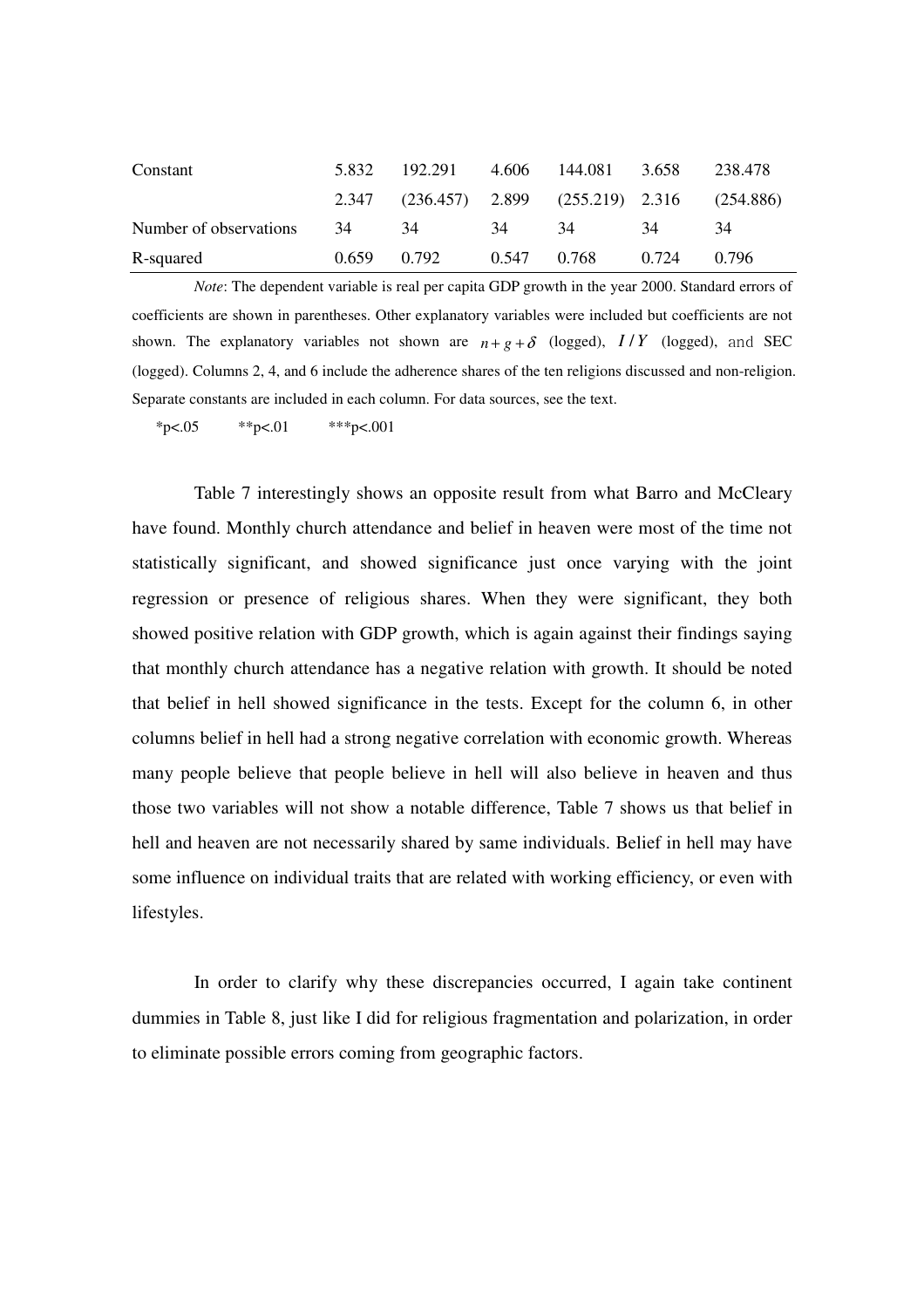| | | | | | | |
|---|---|---|---|---|---|---|
| Constant | 5.832 | 192.291 | 4.606 | 144.081 | 3.658 | 238.478 |
| | 2.347 | (236.457) | 2.899 | (255.219) | 2.316 | (254.886) |
| Number of observations | 34 | 34 | 34 | 34 | 34 | 34 |
| R-squared | 0.659 | 0.792 | 0.547 | 0.768 | 0.724 | 0.796 |

*Note*: The dependent variable is real per capita GDP growth in the year 2000. Standard errors of coefficients are shown in parentheses. Other explanatory variables were included but coefficients are not shown. The explanatory variables not shown are $n+g+\delta$ (logged), $I/Y$ (logged), and SEC (logged). Columns 2, 4, and 6 include the adherence shares of the ten religions discussed and non-religion. Separate constants are included in each column. For data sources, see the text.

*p<.05 **p<.01 ***p<.001

Table 7 interestingly shows an opposite result from what Barro and McCleary have found. Monthly church attendance and belief in heaven were most of the time not statistically significant, and showed significance just once varying with the joint regression or presence of religious shares. When they were significant, they both showed positive relation with GDP growth, which is again against their findings saying that monthly church attendance has a negative relation with growth. It should be noted that belief in hell showed significance in the tests. Except for the column 6, in other columns belief in hell had a strong negative correlation with economic growth. Whereas many people believe that people believe in hell will also believe in heaven and thus those two variables will not show a notable difference, Table 7 shows us that belief in hell and heaven are not necessarily shared by same individuals. Belief in hell may have some influence on individual traits that are related with working efficiency, or even with lifestyles.

In order to clarify why these discrepancies occurred, I again take continent dummies in Table 8, just like I did for religious fragmentation and polarization, in order to eliminate possible errors coming from geographic factors.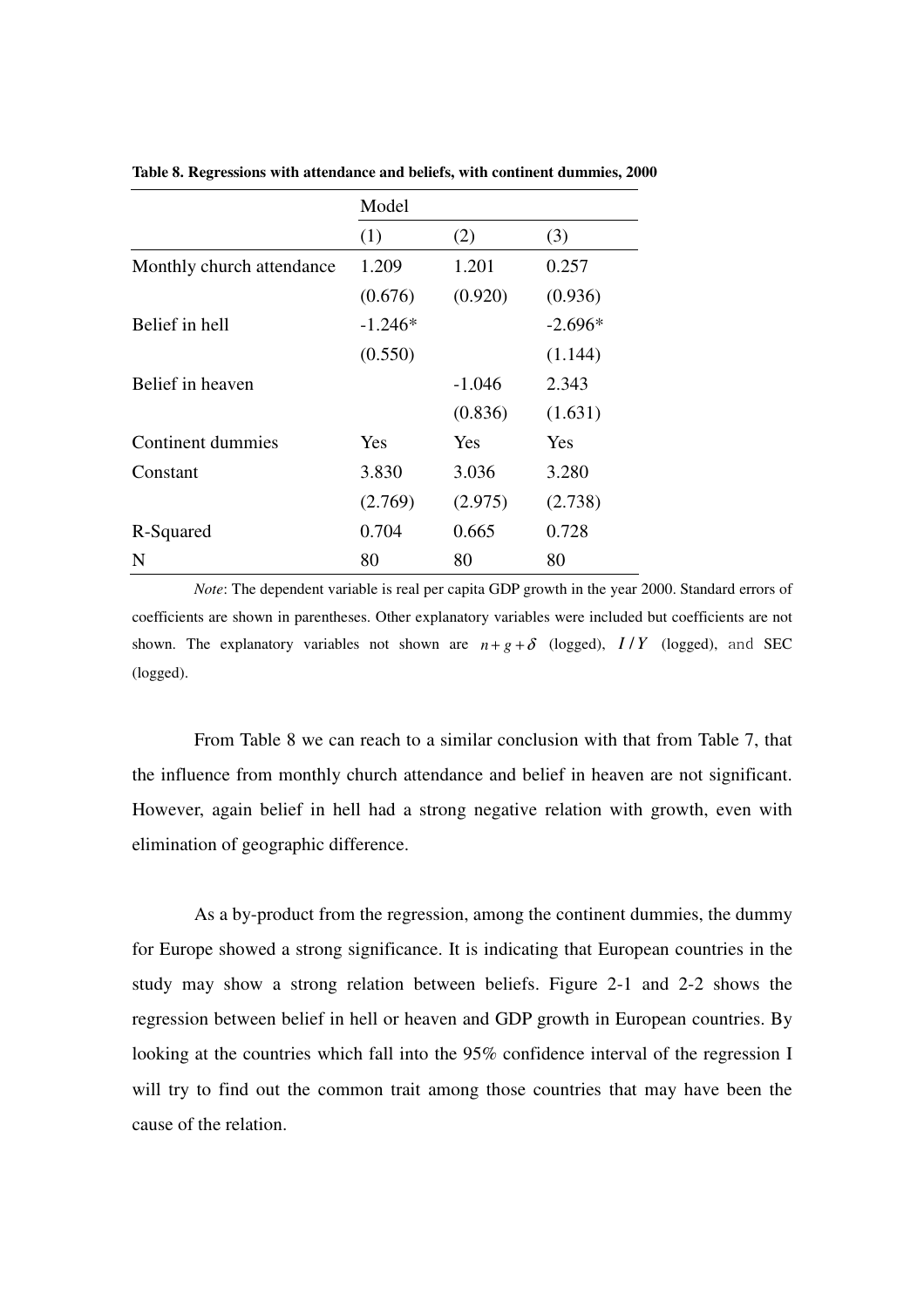**Table 8. Regressions with attendance and beliefs, with continent dummies, 2000**

| | Model | | |
|---|---|---|---|
| | (1) | (2) | (3) |
| Monthly church attendance | 1.209 | 1.201 | 0.257 |
| | (0.676) | (0.920) | (0.936) |
| Belief in hell | -1.246* | | -2.696* |
| | (0.550) | | (1.144) |
| Belief in heaven | | -1.046 | 2.343 |
| | | (0.836) | (1.631) |
| Continent dummies | Yes | Yes | Yes |
| Constant | 3.830 | 3.036 | 3.280 |
| | (2.769) | (2.975) | (2.738) |
| R-Squared | 0.704 | 0.665 | 0.728 |
| N | 80 | 80 | 80 |

*Note*: The dependent variable is real per capita GDP growth in the year 2000. Standard errors of coefficients are shown in parentheses. Other explanatory variables were included but coefficients are not shown. The explanatory variables not shown are $n+g+\delta$ (logged), $I/Y$ (logged), and SEC (logged).

From Table 8 we can reach to a similar conclusion with that from Table 7, that the influence from monthly church attendance and belief in heaven are not significant. However, again belief in hell had a strong negative relation with growth, even with elimination of geographic difference.

As a by-product from the regression, among the continent dummies, the dummy for Europe showed a strong significance. It is indicating that European countries in the study may show a strong relation between beliefs. Figure 2-1 and 2-2 shows the regression between belief in hell or heaven and GDP growth in European countries. By looking at the countries which fall into the 95% confidence interval of the regression I will try to find out the common trait among those countries that may have been the cause of the relation.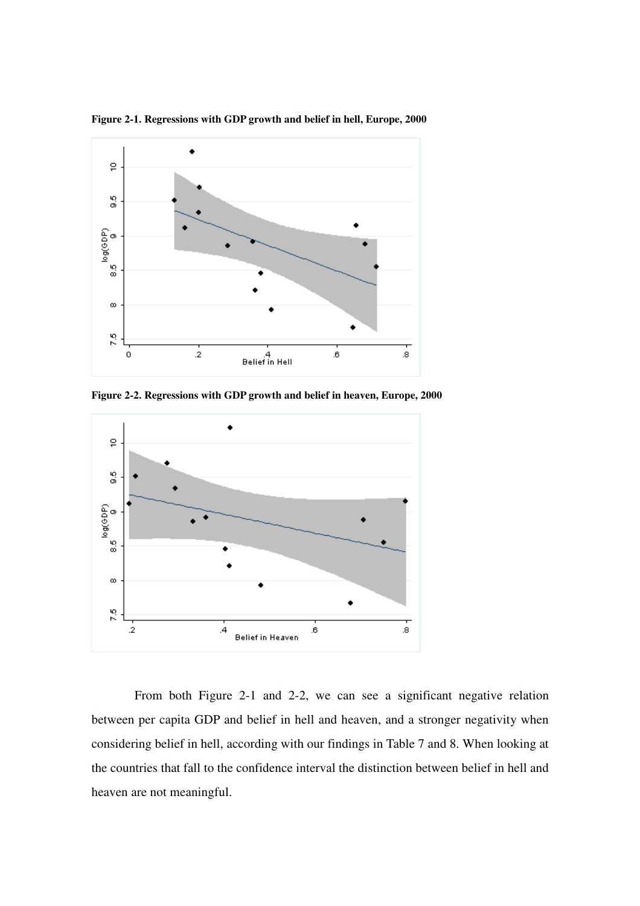**Figure 2-1. Regressions with GDP growth and belief in hell, Europe, 2000**

**Figure 2-2. Regressions with GDP growth and belief in heaven, Europe, 2000**

From both Figure 2-1 and 2-2, we can see a significant negative relation between per capita GDP and belief in hell and heaven, and a stronger negativity when considering belief in hell, according with our findings in Table 7 and 8. When looking at the countries that fall to the confidence interval the distinction between belief in hell and heaven are not meaningful.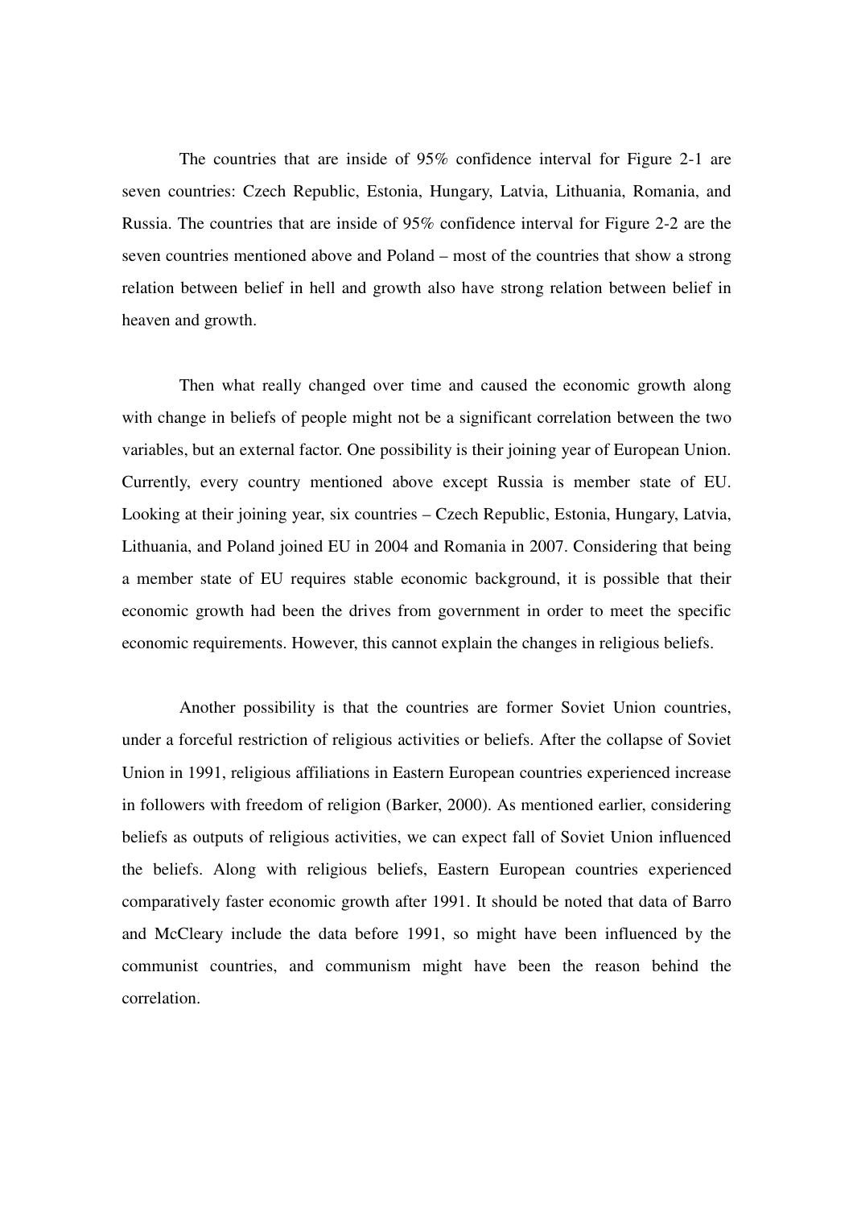The countries that are inside of 95% confidence interval for Figure 2-1 are seven countries: Czech Republic, Estonia, Hungary, Latvia, Lithuania, Romania, and Russia. The countries that are inside of 95% confidence interval for Figure 2-2 are the seven countries mentioned above and Poland – most of the countries that show a strong relation between belief in hell and growth also have strong relation between belief in heaven and growth.

Then what really changed over time and caused the economic growth along with change in beliefs of people might not be a significant correlation between the two variables, but an external factor. One possibility is their joining year of European Union. Currently, every country mentioned above except Russia is member state of EU. Looking at their joining year, six countries – Czech Republic, Estonia, Hungary, Latvia, Lithuania, and Poland joined EU in 2004 and Romania in 2007. Considering that being a member state of EU requires stable economic background, it is possible that their economic growth had been the drives from government in order to meet the specific economic requirements. However, this cannot explain the changes in religious beliefs.

Another possibility is that the countries are former Soviet Union countries, under a forceful restriction of religious activities or beliefs. After the collapse of Soviet Union in 1991, religious affiliations in Eastern European countries experienced increase in followers with freedom of religion (Barker, 2000). As mentioned earlier, considering beliefs as outputs of religious activities, we can expect fall of Soviet Union influenced the beliefs. Along with religious beliefs, Eastern European countries experienced comparatively faster economic growth after 1991. It should be noted that data of Barro and McCleary include the data before 1991, so might have been influenced by the communist countries, and communism might have been the reason behind the correlation.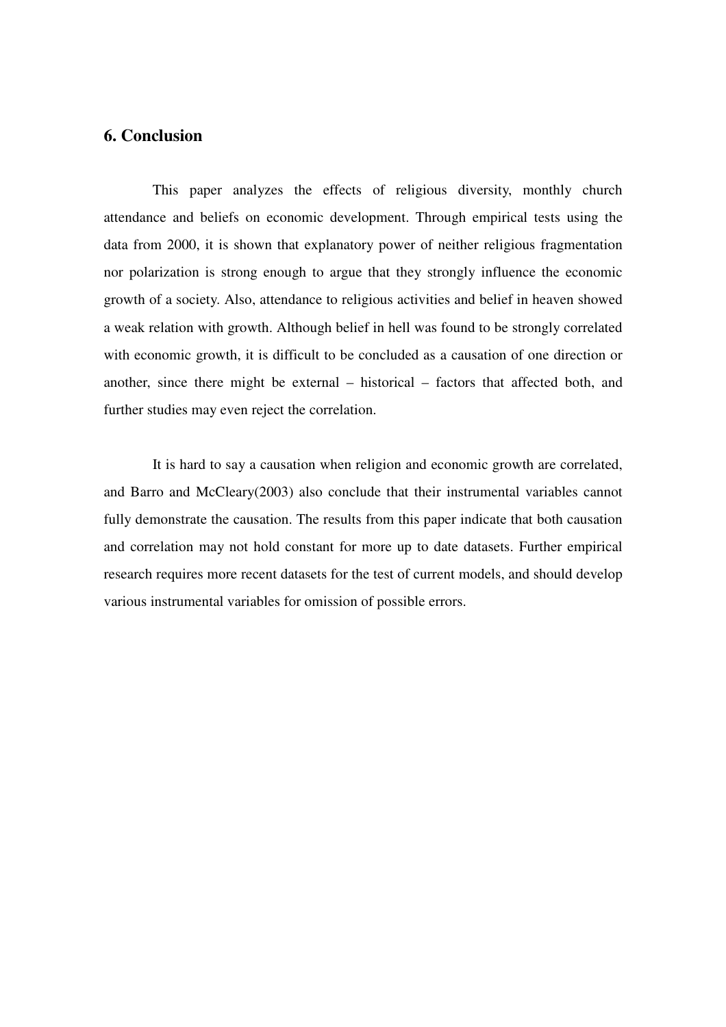## 6. Conclusion

This paper analyzes the effects of religious diversity, monthly church attendance and beliefs on economic development. Through empirical tests using the data from 2000, it is shown that explanatory power of neither religious fragmentation nor polarization is strong enough to argue that they strongly influence the economic growth of a society. Also, attendance to religious activities and belief in heaven showed a weak relation with growth. Although belief in hell was found to be strongly correlated with economic growth, it is difficult to be concluded as a causation of one direction or another, since there might be external – historical – factors that affected both, and further studies may even reject the correlation.

It is hard to say a causation when religion and economic growth are correlated, and Barro and McCleary(2003) also conclude that their instrumental variables cannot fully demonstrate the causation. The results from this paper indicate that both causation and correlation may not hold constant for more up to date datasets. Further empirical research requires more recent datasets for the test of current models, and should develop various instrumental variables for omission of possible errors.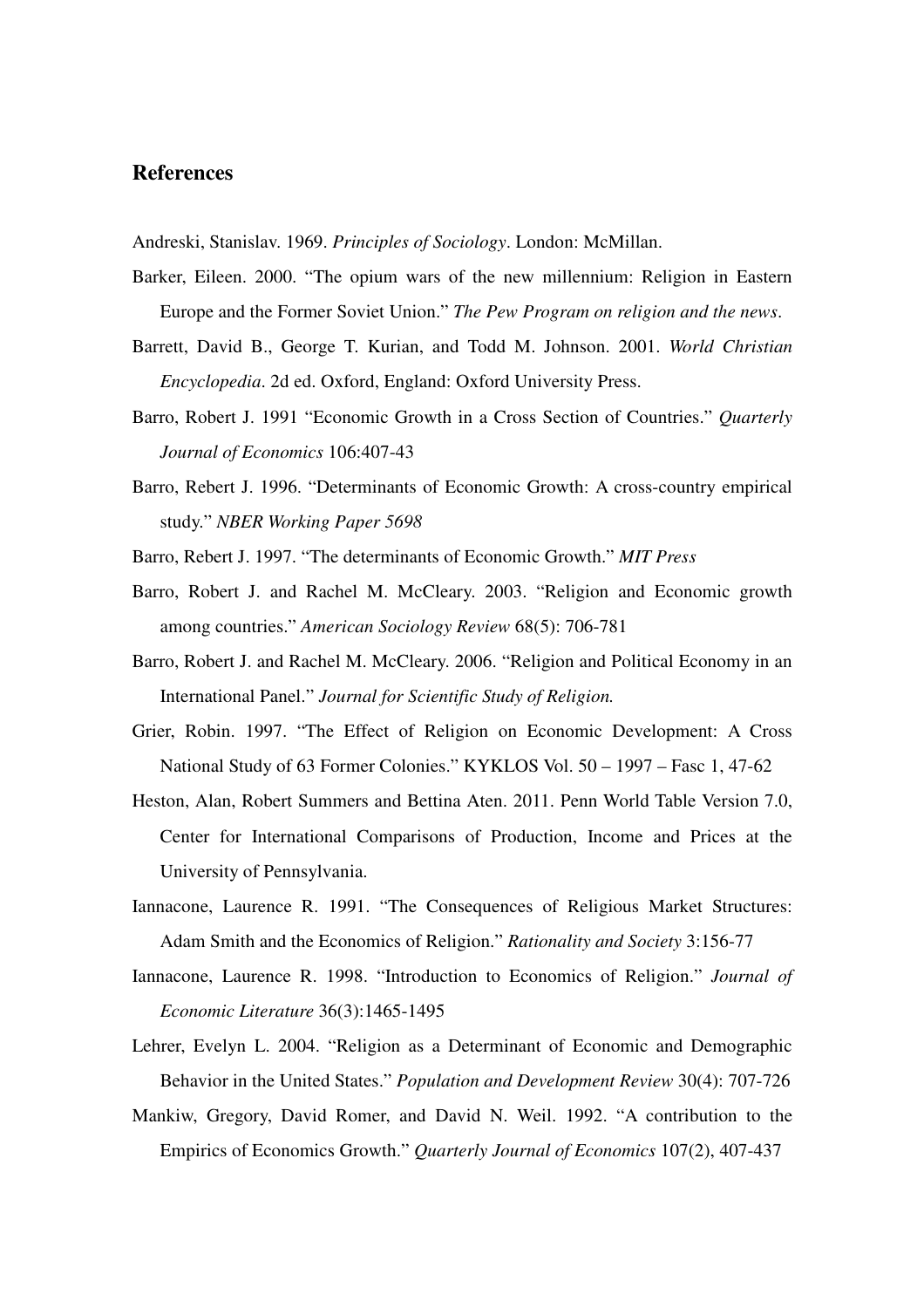## References

Andreski, Stanislav. 1969. *Principles of Sociology*. London: McMillan.

Barker, Eileen. 2000. "The opium wars of the new millennium: Religion in Eastern Europe and the Former Soviet Union." *The Pew Program on religion and the news*.

Barrett, David B., George T. Kurian, and Todd M. Johnson. 2001. *World Christian Encyclopedia*. 2d ed. Oxford, England: Oxford University Press.

Barro, Robert J. 1991 "Economic Growth in a Cross Section of Countries." *Quarterly Journal of Economics* 106:407-43

Barro, Robert J. 1996. "Determinants of Economic Growth: A cross-country empirical study." *NBER Working Paper 5698*

Barro, Robert J. 1997. "The determinants of Economic Growth." *MIT Press*

Barro, Robert J. and Rachel M. McCleary. 2003. "Religion and Economic growth among countries." *American Sociology Review* 68(5): 706-781

Barro, Robert J. and Rachel M. McCleary. 2006. "Religion and Political Economy in an International Panel." *Journal for Scientific Study of Religion.*

Grier, Robin. 1997. "The Effect of Religion on Economic Development: A Cross National Study of 63 Former Colonies." KYKLOS Vol. 50 – 1997 – Fasc 1, 47-62

Heston, Alan, Robert Summers and Bettina Aten. 2011. Penn World Table Version 7.0, Center for International Comparisons of Production, Income and Prices at the University of Pennsylvania.

Iannacone, Laurence R. 1991. "The Consequences of Religious Market Structures: Adam Smith and the Economics of Religion." *Rationality and Society* 3:156-77

Iannacone, Laurence R. 1998. "Introduction to Economics of Religion." *Journal of Economic Literature* 36(3):1465-1495

Lehrer, Evelyn L. 2004. "Religion as a Determinant of Economic and Demographic Behavior in the United States." *Population and Development Review* 30(4): 707-726

Mankiw, Gregory, David Romer, and David N. Weil. 1992. "A contribution to the Empirics of Economics Growth." *Quarterly Journal of Economics* 107(2), 407-437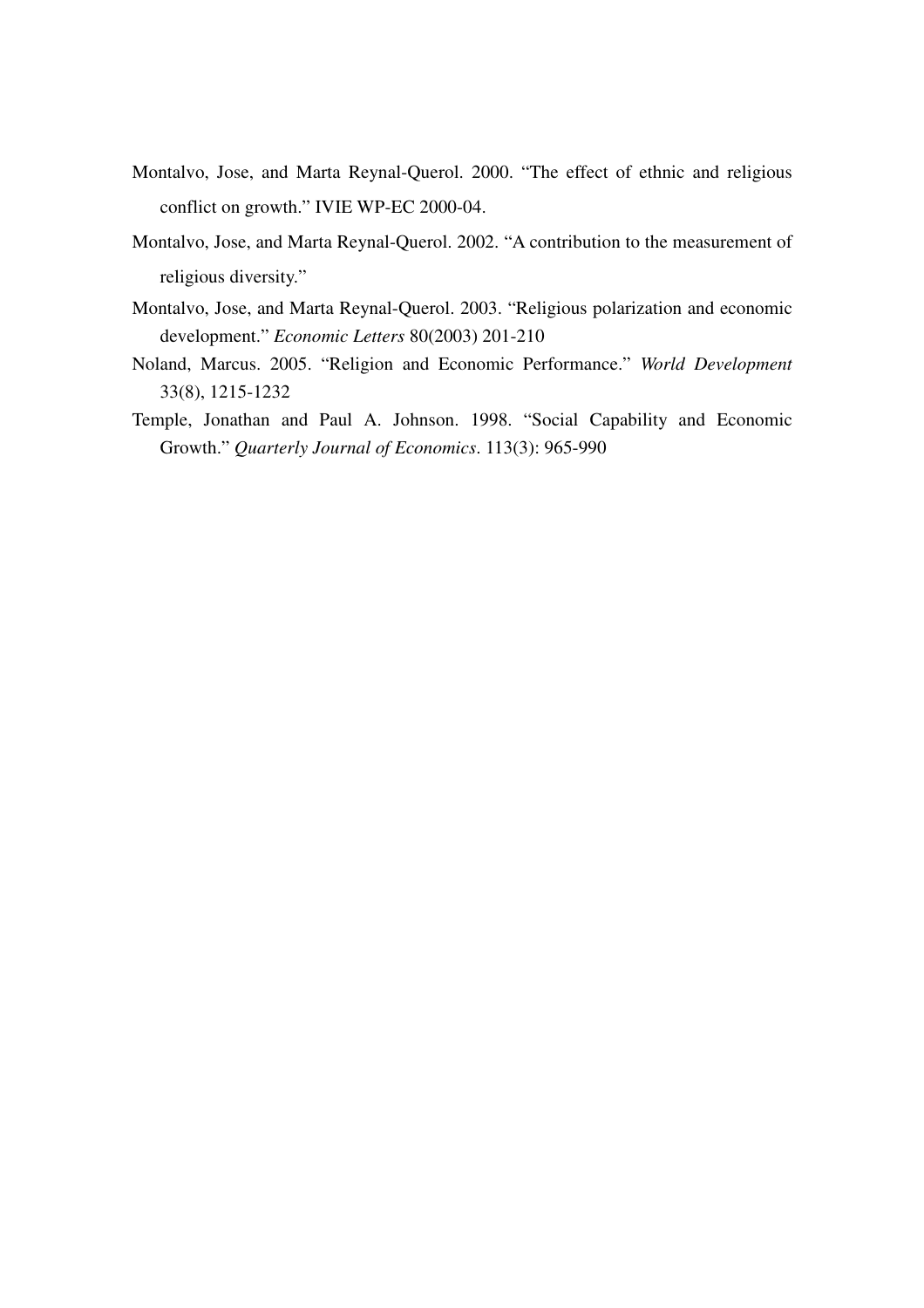Montalvo, Jose, and Marta Reynal-Querol. 2000. "The effect of ethnic and religious conflict on growth." IVIE WP-EC 2000-04.

Montalvo, Jose, and Marta Reynal-Querol. 2002. "A contribution to the measurement of religious diversity."

Montalvo, Jose, and Marta Reynal-Querol. 2003. "Religious polarization and economic development." *Economic Letters* 80(2003) 201-210

Noland, Marcus. 2005. "Religion and Economic Performance." *World Development* 33(8), 1215-1232

Temple, Jonathan and Paul A. Johnson. 1998. "Social Capability and Economic Growth." *Quarterly Journal of Economics*. 113(3): 965-990